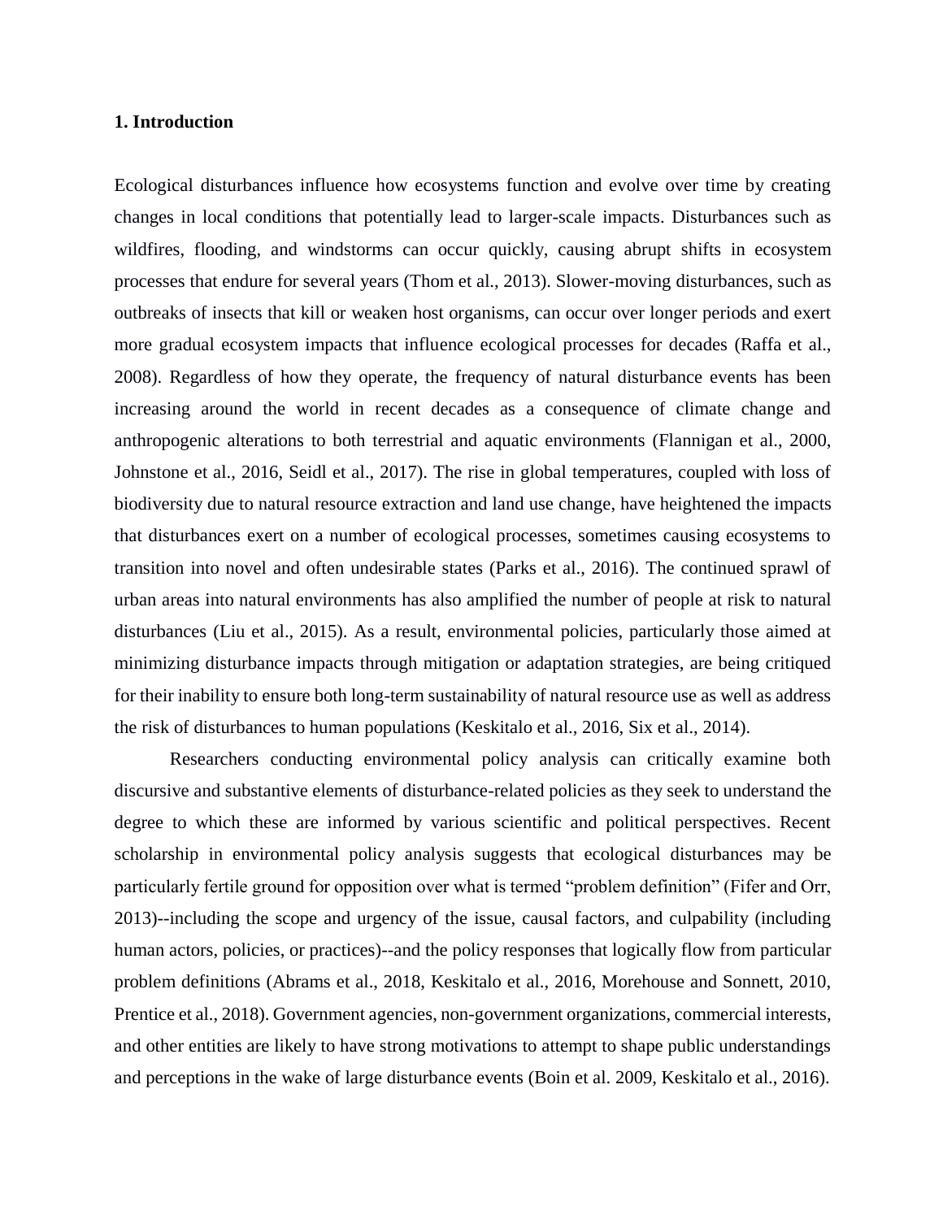## 1. Introduction

Ecological disturbances influence how ecosystems function and evolve over time by creating changes in local conditions that potentially lead to larger-scale impacts. Disturbances such as wildfires, flooding, and windstorms can occur quickly, causing abrupt shifts in ecosystem processes that endure for several years (Thom et al., 2013). Slower-moving disturbances, such as outbreaks of insects that kill or weaken host organisms, can occur over longer periods and exert more gradual ecosystem impacts that influence ecological processes for decades (Raffa et al., 2008). Regardless of how they operate, the frequency of natural disturbance events has been increasing around the world in recent decades as a consequence of climate change and anthropogenic alterations to both terrestrial and aquatic environments (Flannigan et al., 2000, Johnstone et al., 2016, Seidl et al., 2017). The rise in global temperatures, coupled with loss of biodiversity due to natural resource extraction and land use change, have heightened the impacts that disturbances exert on a number of ecological processes, sometimes causing ecosystems to transition into novel and often undesirable states (Parks et al., 2016). The continued sprawl of urban areas into natural environments has also amplified the number of people at risk to natural disturbances (Liu et al., 2015). As a result, environmental policies, particularly those aimed at minimizing disturbance impacts through mitigation or adaptation strategies, are being critiqued for their inability to ensure both long-term sustainability of natural resource use as well as address the risk of disturbances to human populations (Keskitalo et al., 2016, Six et al., 2014).

Researchers conducting environmental policy analysis can critically examine both discursive and substantive elements of disturbance-related policies as they seek to understand the degree to which these are informed by various scientific and political perspectives. Recent scholarship in environmental policy analysis suggests that ecological disturbances may be particularly fertile ground for opposition over what is termed "problem definition" (Fifer and Orr, 2013)--including the scope and urgency of the issue, causal factors, and culpability (including human actors, policies, or practices)--and the policy responses that logically flow from particular problem definitions (Abrams et al., 2018, Keskitalo et al., 2016, Morehouse and Sonnett, 2010, Prentice et al., 2018). Government agencies, non-government organizations, commercial interests, and other entities are likely to have strong motivations to attempt to shape public understandings and perceptions in the wake of large disturbance events (Boin et al. 2009, Keskitalo et al., 2016).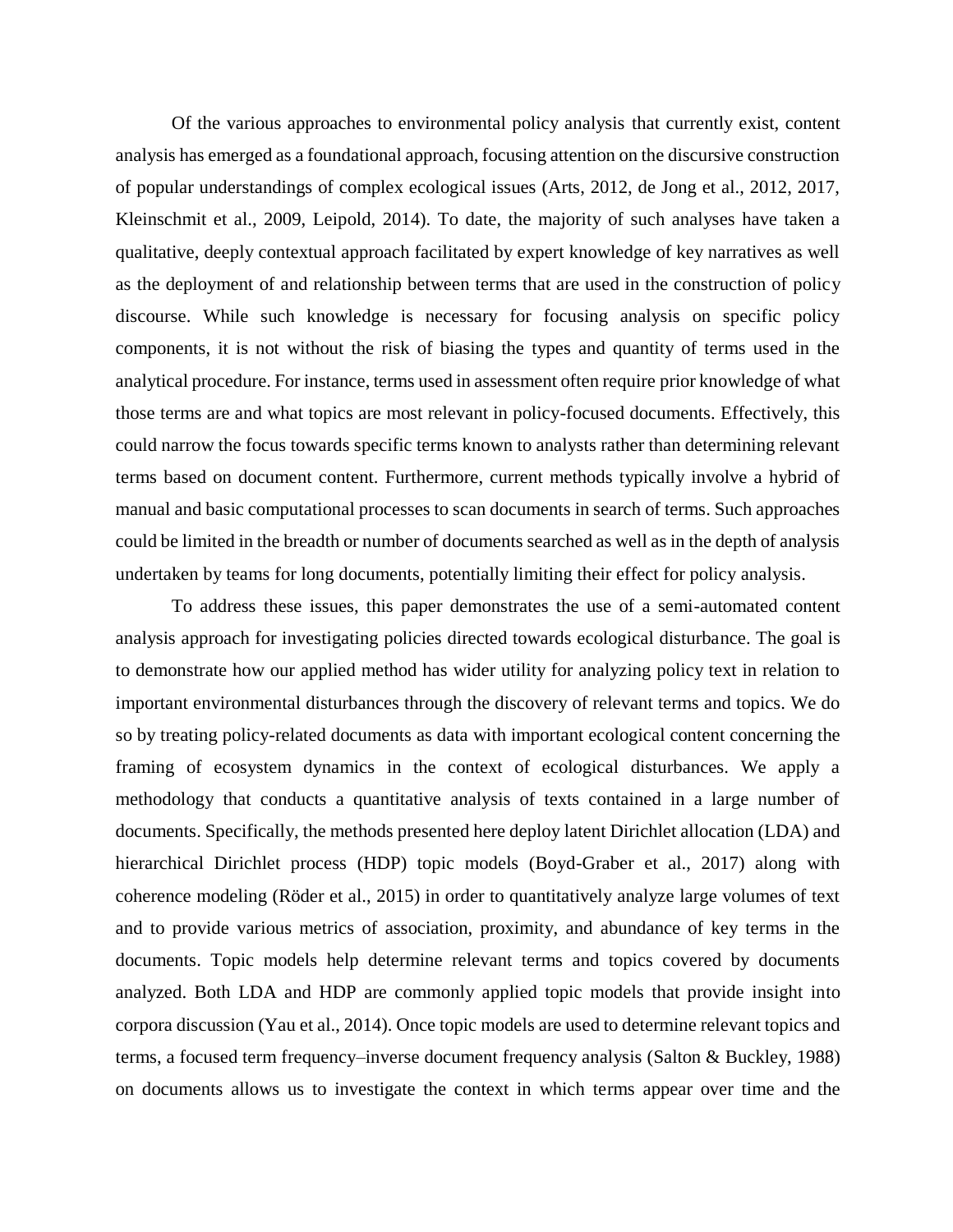Of the various approaches to environmental policy analysis that currently exist, content analysis has emerged as a foundational approach, focusing attention on the discursive construction of popular understandings of complex ecological issues (Arts, 2012, de Jong et al., 2012, 2017, Kleinschmit et al., 2009, Leipold, 2014). To date, the majority of such analyses have taken a qualitative, deeply contextual approach facilitated by expert knowledge of key narratives as well as the deployment of and relationship between terms that are used in the construction of policy discourse. While such knowledge is necessary for focusing analysis on specific policy components, it is not without the risk of biasing the types and quantity of terms used in the analytical procedure. For instance, terms used in assessment often require prior knowledge of what those terms are and what topics are most relevant in policy-focused documents. Effectively, this could narrow the focus towards specific terms known to analysts rather than determining relevant terms based on document content. Furthermore, current methods typically involve a hybrid of manual and basic computational processes to scan documents in search of terms. Such approaches could be limited in the breadth or number of documents searched as well as in the depth of analysis undertaken by teams for long documents, potentially limiting their effect for policy analysis.

To address these issues, this paper demonstrates the use of a semi-automated content analysis approach for investigating policies directed towards ecological disturbance. The goal is to demonstrate how our applied method has wider utility for analyzing policy text in relation to important environmental disturbances through the discovery of relevant terms and topics. We do so by treating policy-related documents as data with important ecological content concerning the framing of ecosystem dynamics in the context of ecological disturbances. We apply a methodology that conducts a quantitative analysis of texts contained in a large number of documents. Specifically, the methods presented here deploy latent Dirichlet allocation (LDA) and hierarchical Dirichlet process (HDP) topic models (Boyd-Graber et al., 2017) along with coherence modeling (Röder et al., 2015) in order to quantitatively analyze large volumes of text and to provide various metrics of association, proximity, and abundance of key terms in the documents. Topic models help determine relevant terms and topics covered by documents analyzed. Both LDA and HDP are commonly applied topic models that provide insight into corpora discussion (Yau et al., 2014). Once topic models are used to determine relevant topics and terms, a focused term frequency–inverse document frequency analysis (Salton & Buckley, 1988) on documents allows us to investigate the context in which terms appear over time and the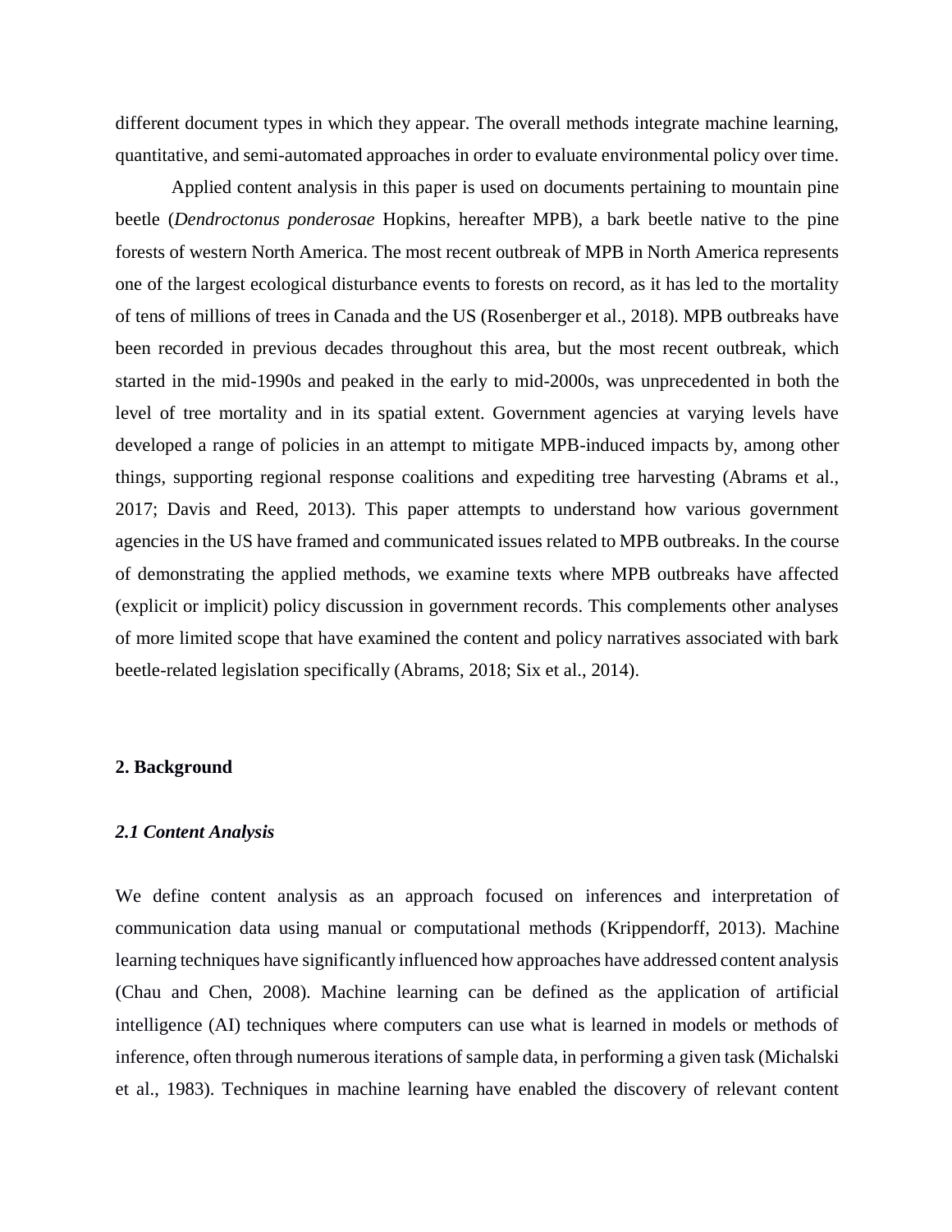different document types in which they appear. The overall methods integrate machine learning, quantitative, and semi-automated approaches in order to evaluate environmental policy over time.

Applied content analysis in this paper is used on documents pertaining to mountain pine beetle (*Dendroctonus ponderosae* Hopkins, hereafter MPB), a bark beetle native to the pine forests of western North America. The most recent outbreak of MPB in North America represents one of the largest ecological disturbance events to forests on record, as it has led to the mortality of tens of millions of trees in Canada and the US (Rosenberger et al., 2018). MPB outbreaks have been recorded in previous decades throughout this area, but the most recent outbreak, which started in the mid-1990s and peaked in the early to mid-2000s, was unprecedented in both the level of tree mortality and in its spatial extent. Government agencies at varying levels have developed a range of policies in an attempt to mitigate MPB-induced impacts by, among other things, supporting regional response coalitions and expediting tree harvesting (Abrams et al., 2017; Davis and Reed, 2013). This paper attempts to understand how various government agencies in the US have framed and communicated issues related to MPB outbreaks. In the course of demonstrating the applied methods, we examine texts where MPB outbreaks have affected (explicit or implicit) policy discussion in government records. This complements other analyses of more limited scope that have examined the content and policy narratives associated with bark beetle-related legislation specifically (Abrams, 2018; Six et al., 2014).

## 2. Background

### *2.1 Content Analysis*

We define content analysis as an approach focused on inferences and interpretation of communication data using manual or computational methods (Krippendorff, 2013). Machine learning techniques have significantly influenced how approaches have addressed content analysis (Chau and Chen, 2008). Machine learning can be defined as the application of artificial intelligence (AI) techniques where computers can use what is learned in models or methods of inference, often through numerous iterations of sample data, in performing a given task (Michalski et al., 1983). Techniques in machine learning have enabled the discovery of relevant content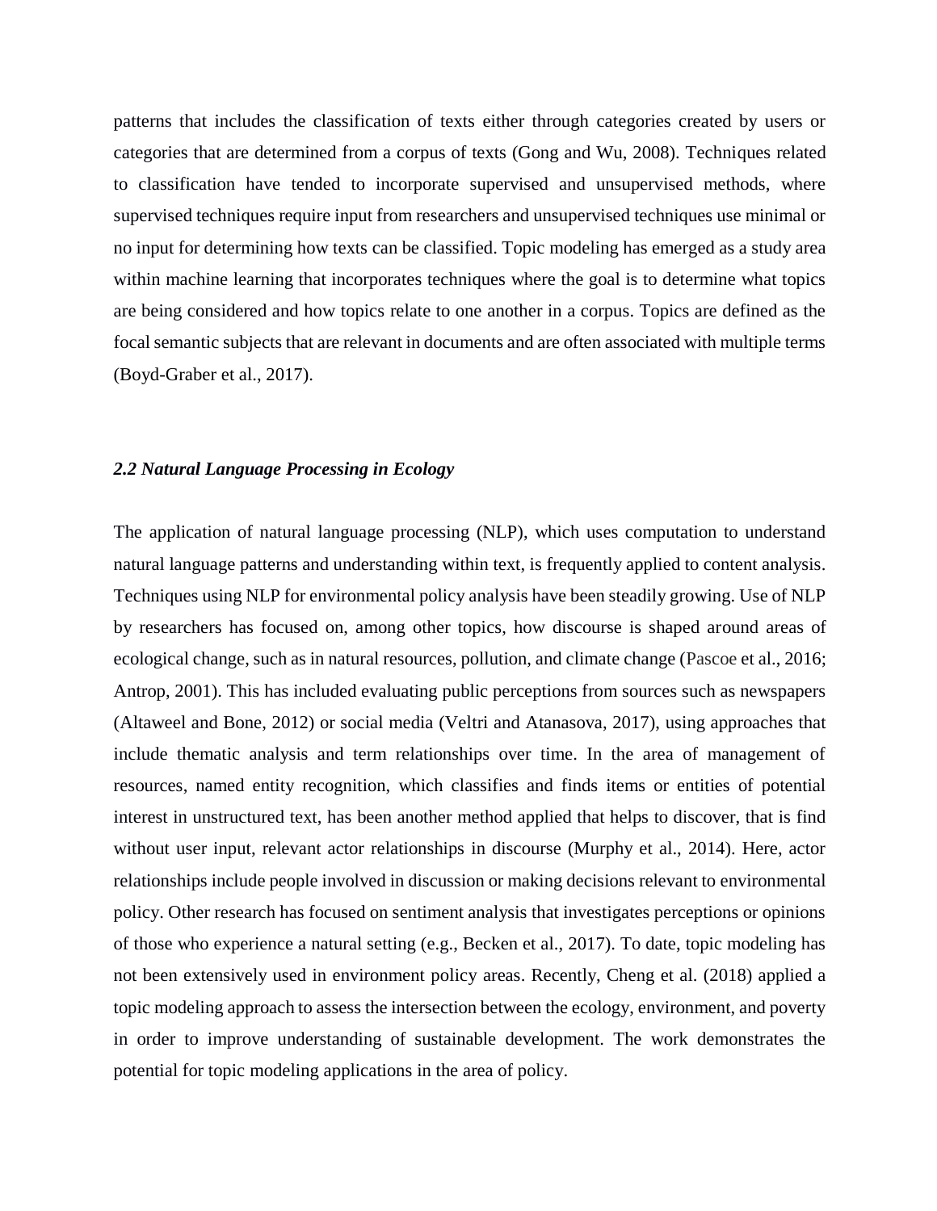patterns that includes the classification of texts either through categories created by users or categories that are determined from a corpus of texts (Gong and Wu, 2008). Techniques related to classification have tended to incorporate supervised and unsupervised methods, where supervised techniques require input from researchers and unsupervised techniques use minimal or no input for determining how texts can be classified. Topic modeling has emerged as a study area within machine learning that incorporates techniques where the goal is to determine what topics are being considered and how topics relate to one another in a corpus. Topics are defined as the focal semantic subjects that are relevant in documents and are often associated with multiple terms (Boyd-Graber et al., 2017).

### *2.2 Natural Language Processing in Ecology*

The application of natural language processing (NLP), which uses computation to understand natural language patterns and understanding within text, is frequently applied to content analysis. Techniques using NLP for environmental policy analysis have been steadily growing. Use of NLP by researchers has focused on, among other topics, how discourse is shaped around areas of ecological change, such as in natural resources, pollution, and climate change (Pascoe et al., 2016; Antrop, 2001). This has included evaluating public perceptions from sources such as newspapers (Altaweel and Bone, 2012) or social media (Veltri and Atanasova, 2017), using approaches that include thematic analysis and term relationships over time. In the area of management of resources, named entity recognition, which classifies and finds items or entities of potential interest in unstructured text, has been another method applied that helps to discover, that is find without user input, relevant actor relationships in discourse (Murphy et al., 2014). Here, actor relationships include people involved in discussion or making decisions relevant to environmental policy. Other research has focused on sentiment analysis that investigates perceptions or opinions of those who experience a natural setting (e.g., Becken et al., 2017). To date, topic modeling has not been extensively used in environment policy areas. Recently, Cheng et al. (2018) applied a topic modeling approach to assess the intersection between the ecology, environment, and poverty in order to improve understanding of sustainable development. The work demonstrates the potential for topic modeling applications in the area of policy.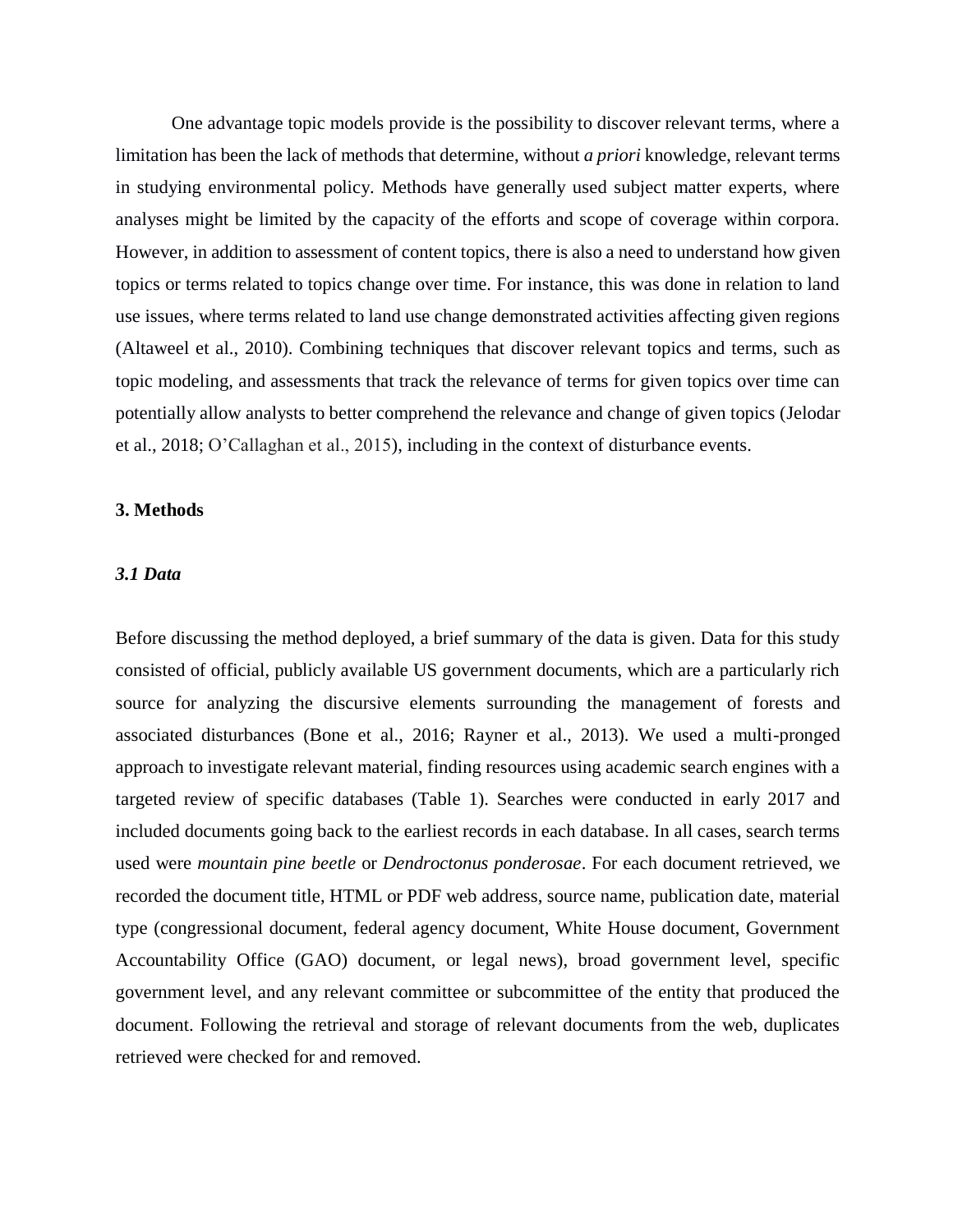One advantage topic models provide is the possibility to discover relevant terms, where a limitation has been the lack of methods that determine, without *a priori* knowledge, relevant terms in studying environmental policy. Methods have generally used subject matter experts, where analyses might be limited by the capacity of the efforts and scope of coverage within corpora. However, in addition to assessment of content topics, there is also a need to understand how given topics or terms related to topics change over time. For instance, this was done in relation to land use issues, where terms related to land use change demonstrated activities affecting given regions (Altaweel et al., 2010). Combining techniques that discover relevant topics and terms, such as topic modeling, and assessments that track the relevance of terms for given topics over time can potentially allow analysts to better comprehend the relevance and change of given topics (Jelodar et al., 2018; O'Callaghan et al., 2015), including in the context of disturbance events.

## 3. Methods

### *3.1 Data*

Before discussing the method deployed, a brief summary of the data is given. Data for this study consisted of official, publicly available US government documents, which are a particularly rich source for analyzing the discursive elements surrounding the management of forests and associated disturbances (Bone et al., 2016; Rayner et al., 2013). We used a multi-pronged approach to investigate relevant material, finding resources using academic search engines with a targeted review of specific databases (Table 1). Searches were conducted in early 2017 and included documents going back to the earliest records in each database. In all cases, search terms used were *mountain pine beetle* or *Dendroctonus ponderosae*. For each document retrieved, we recorded the document title, HTML or PDF web address, source name, publication date, material type (congressional document, federal agency document, White House document, Government Accountability Office (GAO) document, or legal news), broad government level, specific government level, and any relevant committee or subcommittee of the entity that produced the document. Following the retrieval and storage of relevant documents from the web, duplicates retrieved were checked for and removed.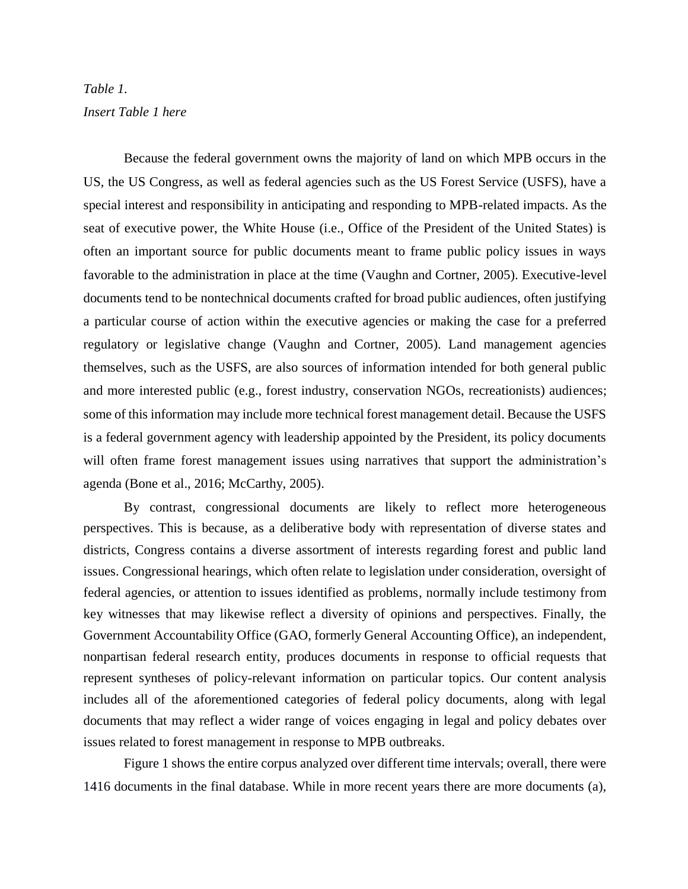*Table 1.*

*Insert Table 1 here*

Because the federal government owns the majority of land on which MPB occurs in the US, the US Congress, as well as federal agencies such as the US Forest Service (USFS), have a special interest and responsibility in anticipating and responding to MPB-related impacts. As the seat of executive power, the White House (i.e., Office of the President of the United States) is often an important source for public documents meant to frame public policy issues in ways favorable to the administration in place at the time (Vaughn and Cortner, 2005). Executive-level documents tend to be nontechnical documents crafted for broad public audiences, often justifying a particular course of action within the executive agencies or making the case for a preferred regulatory or legislative change (Vaughn and Cortner, 2005). Land management agencies themselves, such as the USFS, are also sources of information intended for both general public and more interested public (e.g., forest industry, conservation NGOs, recreationists) audiences; some of this information may include more technical forest management detail. Because the USFS is a federal government agency with leadership appointed by the President, its policy documents will often frame forest management issues using narratives that support the administration's agenda (Bone et al., 2016; McCarthy, 2005).

By contrast, congressional documents are likely to reflect more heterogeneous perspectives. This is because, as a deliberative body with representation of diverse states and districts, Congress contains a diverse assortment of interests regarding forest and public land issues. Congressional hearings, which often relate to legislation under consideration, oversight of federal agencies, or attention to issues identified as problems, normally include testimony from key witnesses that may likewise reflect a diversity of opinions and perspectives. Finally, the Government Accountability Office (GAO, formerly General Accounting Office), an independent, nonpartisan federal research entity, produces documents in response to official requests that represent syntheses of policy-relevant information on particular topics. Our content analysis includes all of the aforementioned categories of federal policy documents, along with legal documents that may reflect a wider range of voices engaging in legal and policy debates over issues related to forest management in response to MPB outbreaks.

Figure 1 shows the entire corpus analyzed over different time intervals; overall, there were 1416 documents in the final database. While in more recent years there are more documents (a),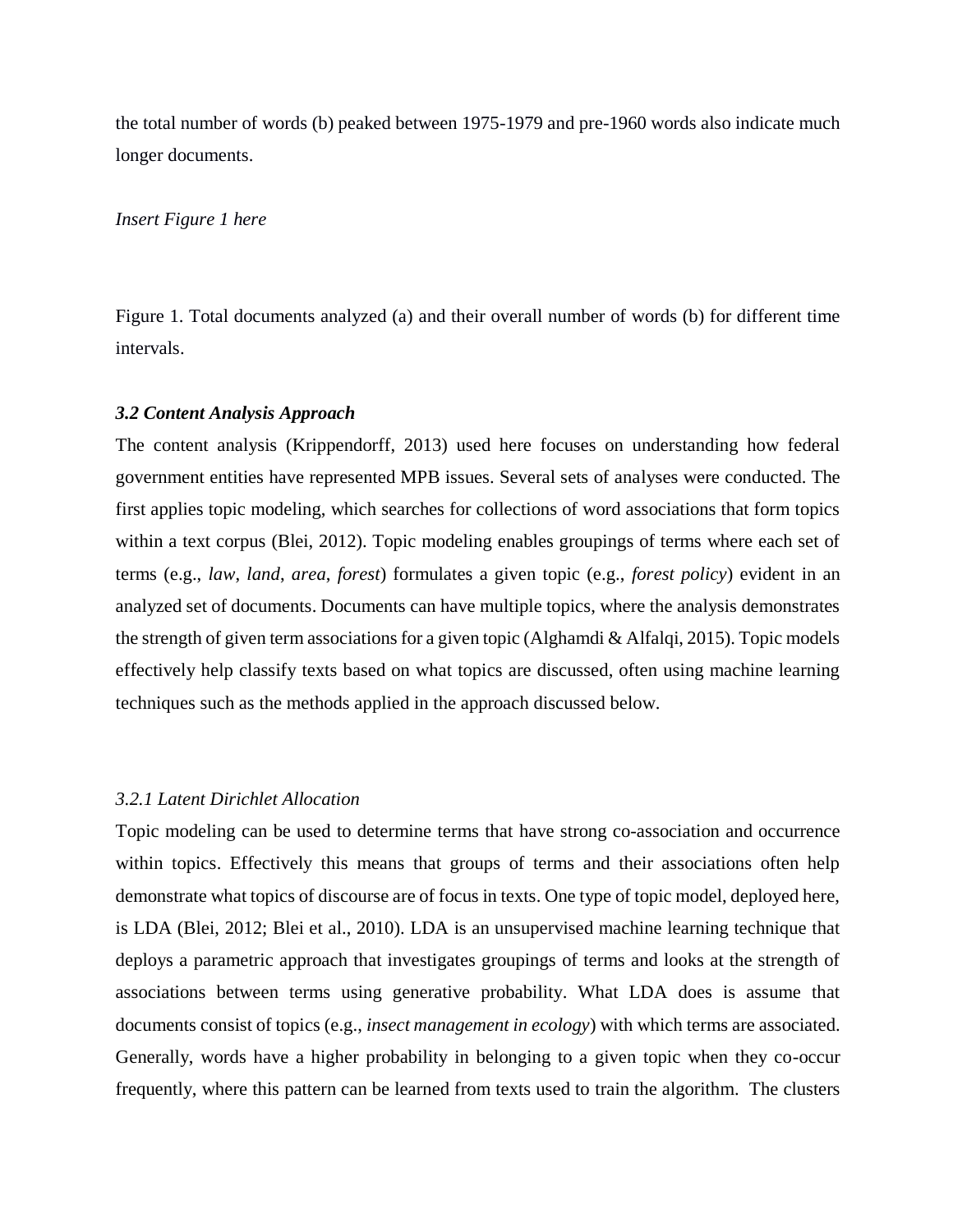the total number of words (b) peaked between 1975-1979 and pre-1960 words also indicate much longer documents.

*Insert Figure 1 here*

Figure 1. Total documents analyzed (a) and their overall number of words (b) for different time intervals.

### *3.2 Content Analysis Approach*

The content analysis (Krippendorff, 2013) used here focuses on understanding how federal government entities have represented MPB issues. Several sets of analyses were conducted. The first applies topic modeling, which searches for collections of word associations that form topics within a text corpus (Blei, 2012). Topic modeling enables groupings of terms where each set of terms (e.g., *law*, *land*, *area*, *forest*) formulates a given topic (e.g., *forest policy*) evident in an analyzed set of documents. Documents can have multiple topics, where the analysis demonstrates the strength of given term associations for a given topic (Alghamdi & Alfalqi, 2015). Topic models effectively help classify texts based on what topics are discussed, often using machine learning techniques such as the methods applied in the approach discussed below.

#### *3.2.1 Latent Dirichlet Allocation*

Topic modeling can be used to determine terms that have strong co-association and occurrence within topics. Effectively this means that groups of terms and their associations often help demonstrate what topics of discourse are of focus in texts. One type of topic model, deployed here, is LDA (Blei, 2012; Blei et al., 2010). LDA is an unsupervised machine learning technique that deploys a parametric approach that investigates groupings of terms and looks at the strength of associations between terms using generative probability. What LDA does is assume that documents consist of topics (e.g., *insect management in ecology*) with which terms are associated. Generally, words have a higher probability in belonging to a given topic when they co-occur frequently, where this pattern can be learned from texts used to train the algorithm. The clusters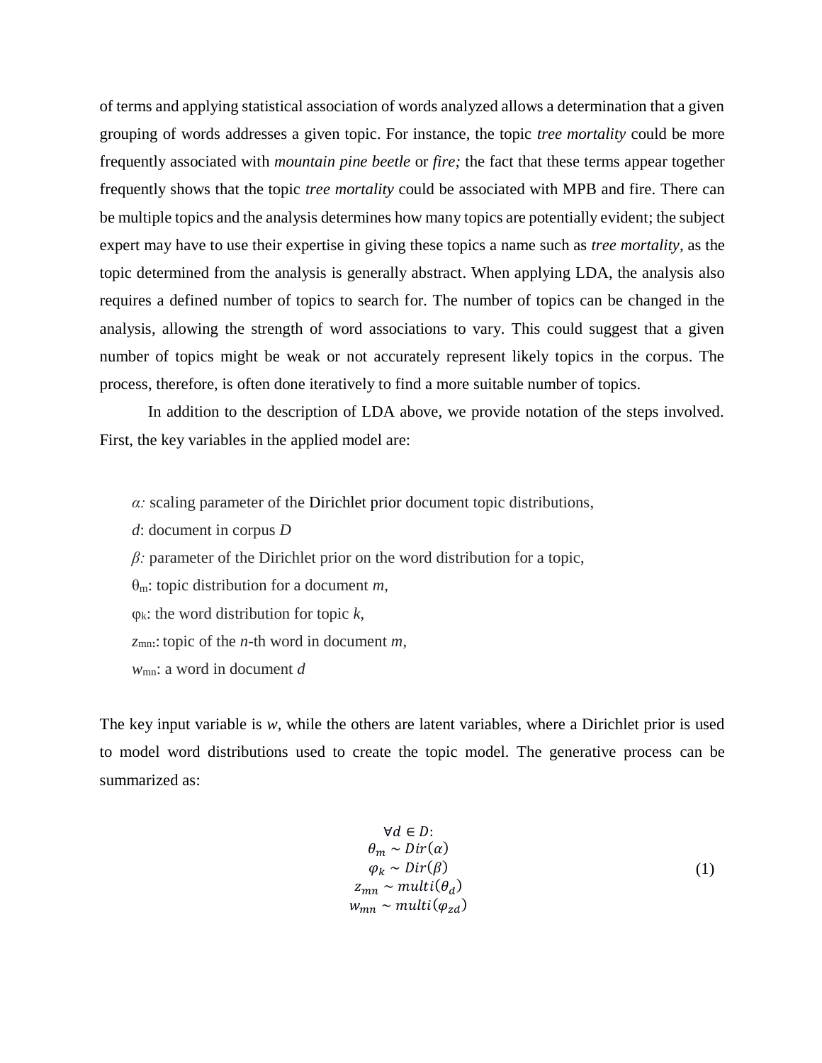of terms and applying statistical association of words analyzed allows a determination that a given grouping of words addresses a given topic. For instance, the topic *tree mortality* could be more frequently associated with *mountain pine beetle* or *fire;* the fact that these terms appear together frequently shows that the topic *tree mortality* could be associated with MPB and fire. There can be multiple topics and the analysis determines how many topics are potentially evident; the subject expert may have to use their expertise in giving these topics a name such as *tree mortality*, as the topic determined from the analysis is generally abstract. When applying LDA, the analysis also requires a defined number of topics to search for. The number of topics can be changed in the analysis, allowing the strength of word associations to vary. This could suggest that a given number of topics might be weak or not accurately represent likely topics in the corpus. The process, therefore, is often done iteratively to find a more suitable number of topics.

In addition to the description of LDA above, we provide notation of the steps involved. First, the key variables in the applied model are:

- $\alpha$: scaling parameter of the Dirichlet prior document topic distributions,
- $d$: document in corpus $D$
- $\beta$: parameter of the Dirichlet prior on the word distribution for a topic,
- $\theta_m$: topic distribution for a document $m$,
- $\varphi_k$: the word distribution for topic $k$,
- $z_{mn}$:: topic of the $n$-th word in document $m$,
- $w_{mn}$: a word in document $d$

The key input variable is $w$, while the others are latent variables, where a Dirichlet prior is used to model word distributions used to create the topic model. The generative process can be summarized as:

$$
\begin{gathered}
\forall d \in D: \\
\theta_m \sim Dir(\alpha) \\
\varphi_k \sim Dir(\beta) \\
z_{mn} \sim multi(\theta_d) \\
w_{mn} \sim multi(\varphi_{zd})
\end{gathered}
\tag{1}
$$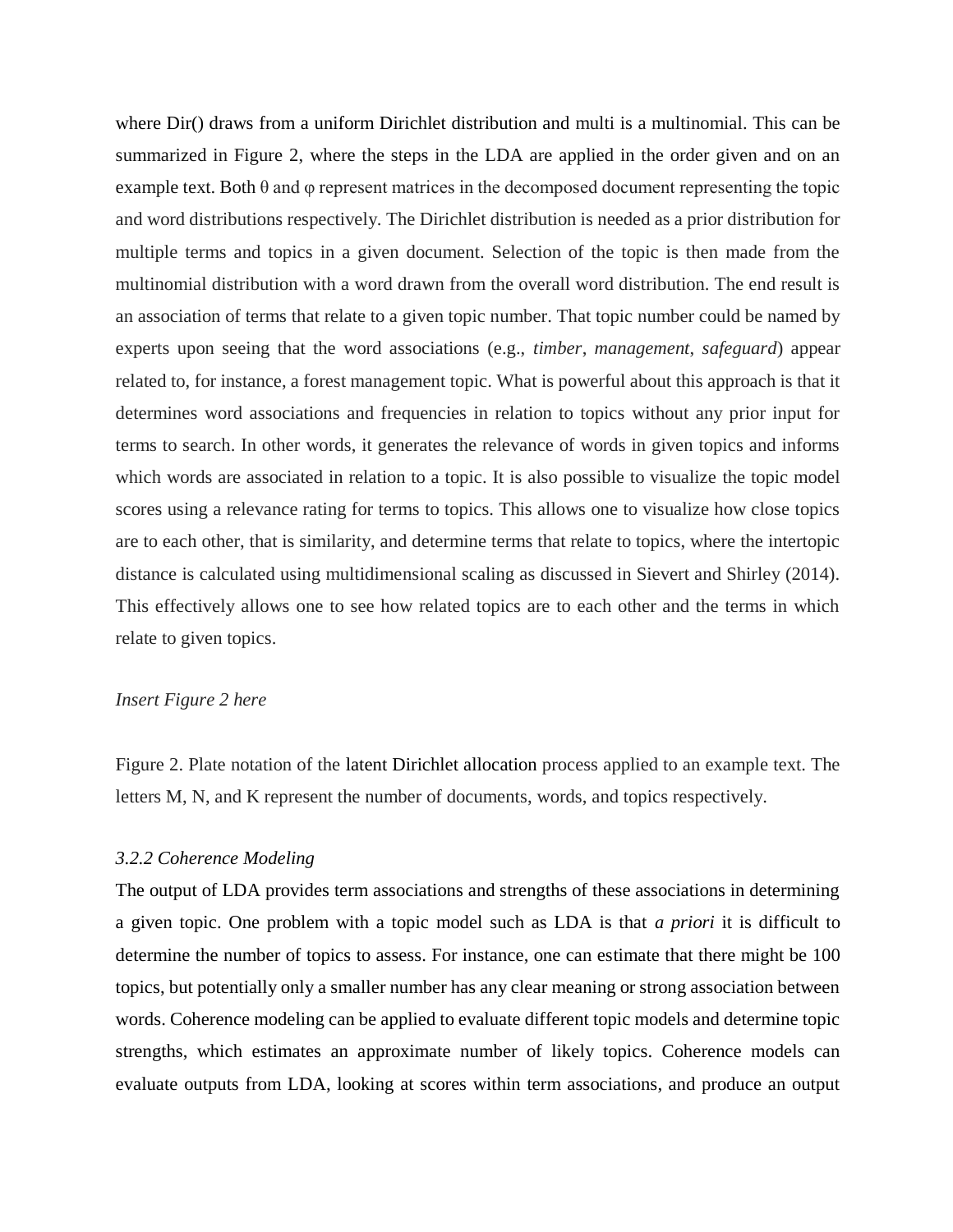where Dir() draws from a uniform Dirichlet distribution and multi is a multinomial. This can be summarized in Figure 2, where the steps in the LDA are applied in the order given and on an example text. Both $\theta$ and $\varphi$ represent matrices in the decomposed document representing the topic and word distributions respectively. The Dirichlet distribution is needed as a prior distribution for multiple terms and topics in a given document. Selection of the topic is then made from the multinomial distribution with a word drawn from the overall word distribution. The end result is an association of terms that relate to a given topic number. That topic number could be named by experts upon seeing that the word associations (e.g., *timber*, *management*, *safeguard*) appear related to, for instance, a forest management topic. What is powerful about this approach is that it determines word associations and frequencies in relation to topics without any prior input for terms to search. In other words, it generates the relevance of words in given topics and informs which words are associated in relation to a topic. It is also possible to visualize the topic model scores using a relevance rating for terms to topics. This allows one to visualize how close topics are to each other, that is similarity, and determine terms that relate to topics, where the intertopic distance is calculated using multidimensional scaling as discussed in Sievert and Shirley (2014). This effectively allows one to see how related topics are to each other and the terms in which relate to given topics.

*Insert Figure 2 here*

Figure 2. Plate notation of the latent Dirichlet allocation process applied to an example text. The letters M, N, and K represent the number of documents, words, and topics respectively.

### *3.2.2 Coherence Modeling*

The output of LDA provides term associations and strengths of these associations in determining a given topic. One problem with a topic model such as LDA is that *a priori* it is difficult to determine the number of topics to assess. For instance, one can estimate that there might be 100 topics, but potentially only a smaller number has any clear meaning or strong association between words. Coherence modeling can be applied to evaluate different topic models and determine topic strengths, which estimates an approximate number of likely topics. Coherence models can evaluate outputs from LDA, looking at scores within term associations, and produce an output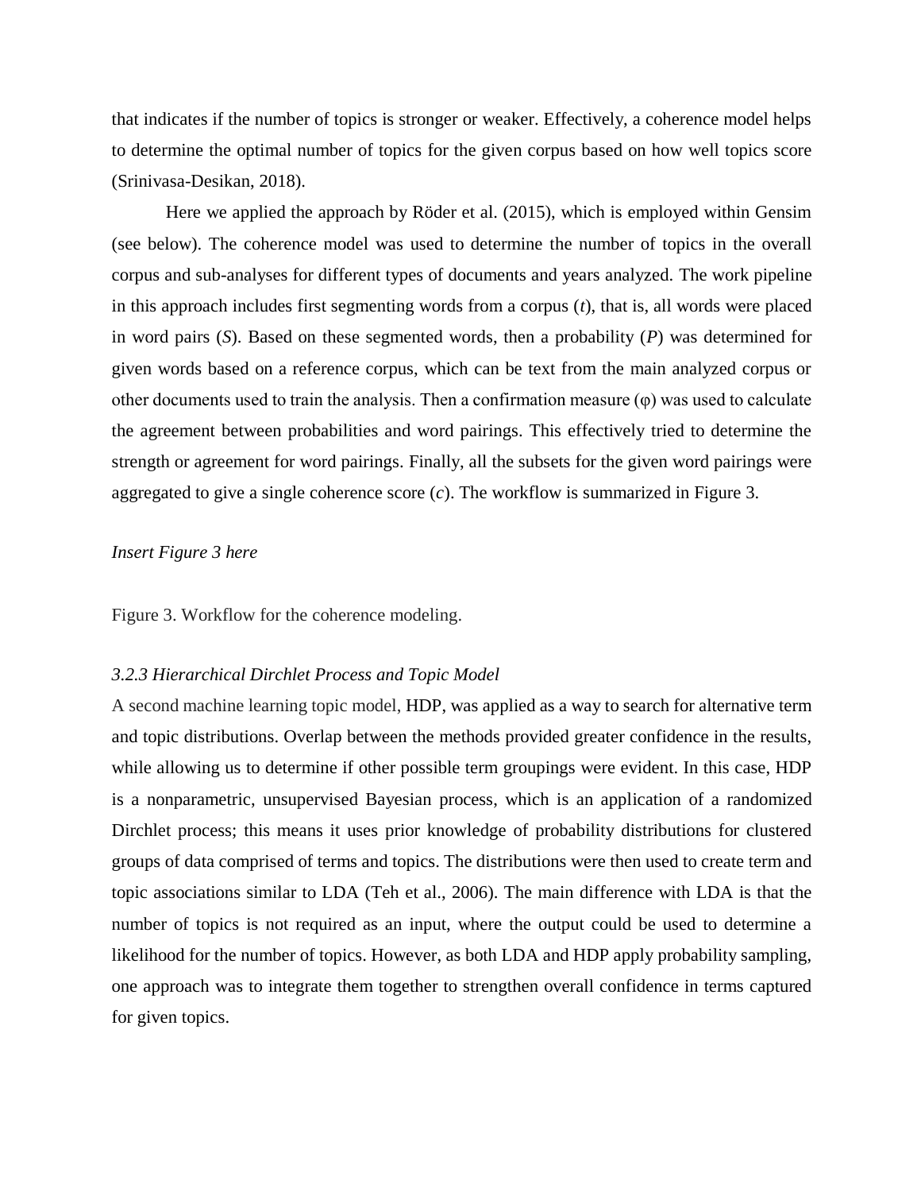that indicates if the number of topics is stronger or weaker. Effectively, a coherence model helps to determine the optimal number of topics for the given corpus based on how well topics score (Srinivasa-Desikan, 2018).

Here we applied the approach by Röder et al. (2015), which is employed within Gensim (see below). The coherence model was used to determine the number of topics in the overall corpus and sub-analyses for different types of documents and years analyzed. The work pipeline in this approach includes first segmenting words from a corpus ($t$), that is, all words were placed in word pairs ($S$). Based on these segmented words, then a probability ($P$) was determined for given words based on a reference corpus, which can be text from the main analyzed corpus or other documents used to train the analysis. Then a confirmation measure ($\varphi$) was used to calculate the agreement between probabilities and word pairings. This effectively tried to determine the strength or agreement for word pairings. Finally, all the subsets for the given word pairings were aggregated to give a single coherence score ($c$). The workflow is summarized in Figure 3.

*Insert Figure 3 here*

Figure 3. Workflow for the coherence modeling.

### *3.2.3 Hierarchical Dirchlet Process and Topic Model*

A second machine learning topic model, HDP, was applied as a way to search for alternative term and topic distributions. Overlap between the methods provided greater confidence in the results, while allowing us to determine if other possible term groupings were evident. In this case, HDP is a nonparametric, unsupervised Bayesian process, which is an application of a randomized Dirchlet process; this means it uses prior knowledge of probability distributions for clustered groups of data comprised of terms and topics. The distributions were then used to create term and topic associations similar to LDA (Teh et al., 2006). The main difference with LDA is that the number of topics is not required as an input, where the output could be used to determine a likelihood for the number of topics. However, as both LDA and HDP apply probability sampling, one approach was to integrate them together to strengthen overall confidence in terms captured for given topics.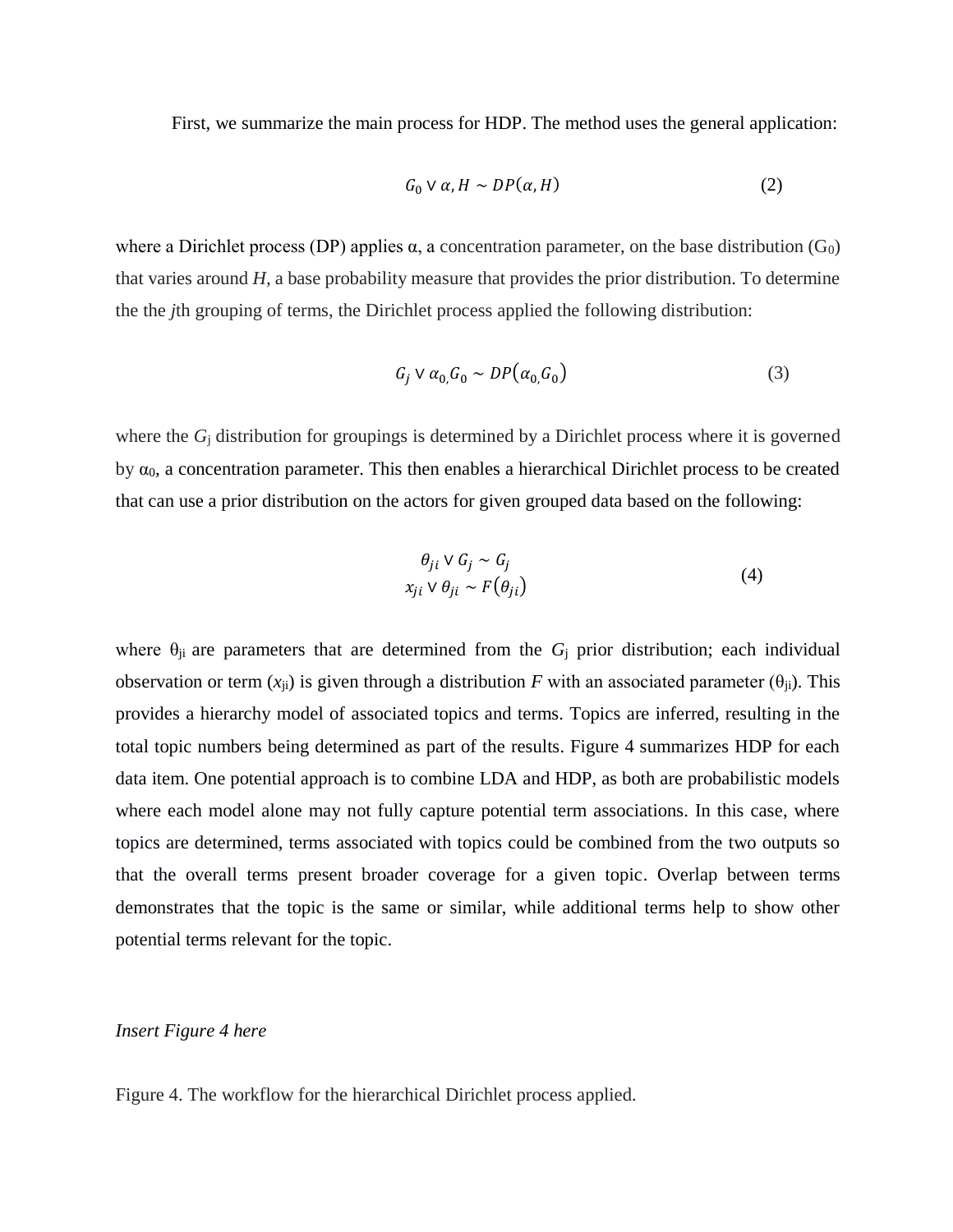First, we summarize the main process for HDP. The method uses the general application:

$$G_0 \vee \alpha, H \sim DP(\alpha, H) \quad (2)$$

where a Dirichlet process (DP) applies α, a concentration parameter, on the base distribution ($G_0$) that varies around *H*, a base probability measure that provides the prior distribution. To determine the the *j*th grouping of terms, the Dirichlet process applied the following distribution:

$$G_j \vee \alpha_{0,} G_0 \sim DP(\alpha_{0,} G_0) \quad (3)$$

where the $G_j$ distribution for groupings is determined by a Dirichlet process where it is governed by $\alpha_0$, a concentration parameter. This then enables a hierarchical Dirichlet process to be created that can use a prior distribution on the actors for given grouped data based on the following:

$$\begin{gathered} \theta_{ji} \vee G_j \sim G_j \\ x_{ji} \vee \theta_{ji} \sim F(\theta_{ji}) \end{gathered} \quad (4)$$

where $\theta_{ji}$ are parameters that are determined from the $G_j$ prior distribution; each individual observation or term ($x_{ji}$) is given through a distribution *F* with an associated parameter ($\theta_{ji}$). This provides a hierarchy model of associated topics and terms. Topics are inferred, resulting in the total topic numbers being determined as part of the results. Figure 4 summarizes HDP for each data item. One potential approach is to combine LDA and HDP, as both are probabilistic models where each model alone may not fully capture potential term associations. In this case, where topics are determined, terms associated with topics could be combined from the two outputs so that the overall terms present broader coverage for a given topic. Overlap between terms demonstrates that the topic is the same or similar, while additional terms help to show other potential terms relevant for the topic.

*Insert Figure 4 here*

Figure 4. The workflow for the hierarchical Dirichlet process applied.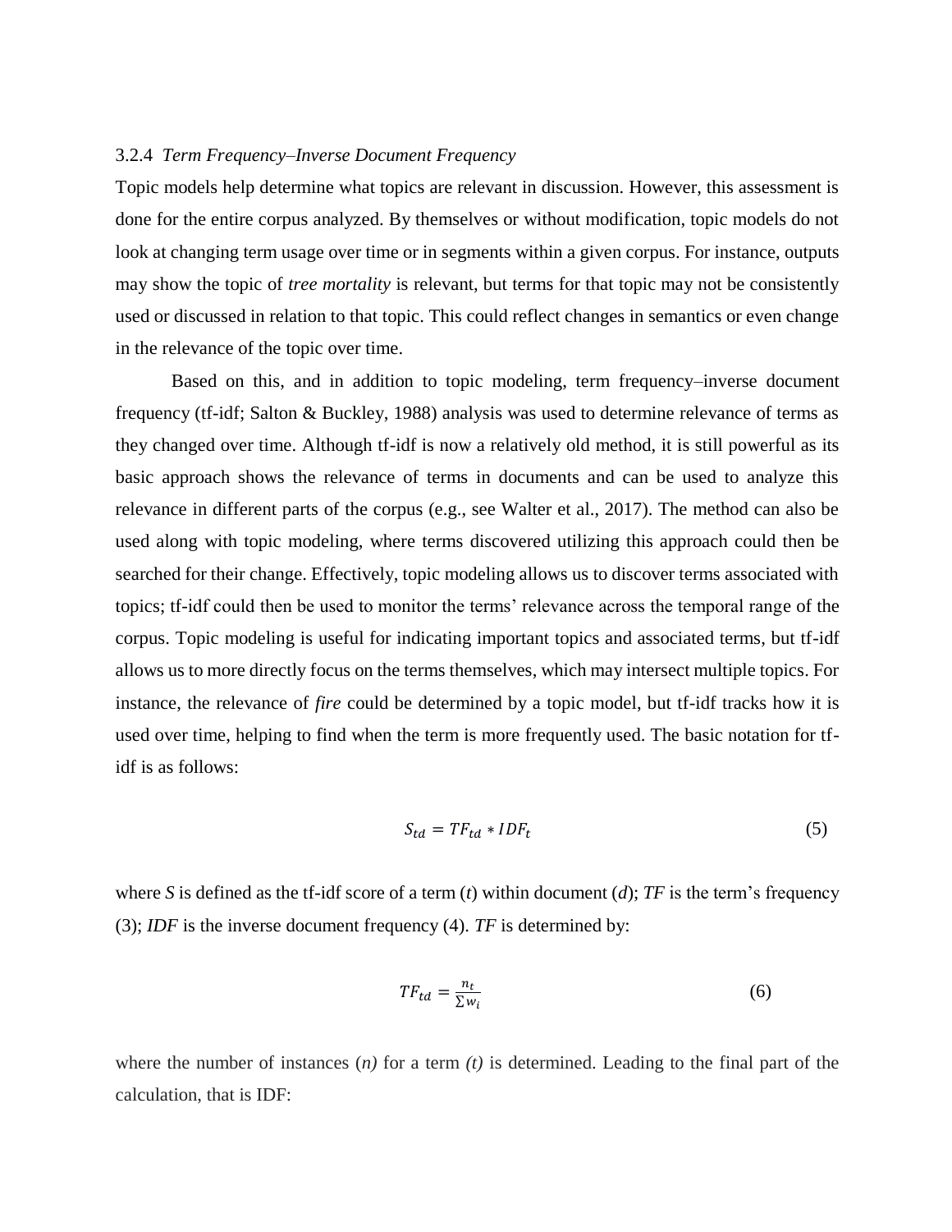### 3.2.4 *Term Frequency–Inverse Document Frequency*

Topic models help determine what topics are relevant in discussion. However, this assessment is done for the entire corpus analyzed. By themselves or without modification, topic models do not look at changing term usage over time or in segments within a given corpus. For instance, outputs may show the topic of *tree mortality* is relevant, but terms for that topic may not be consistently used or discussed in relation to that topic. This could reflect changes in semantics or even change in the relevance of the topic over time.

Based on this, and in addition to topic modeling, term frequency–inverse document frequency (tf-idf; Salton & Buckley, 1988) analysis was used to determine relevance of terms as they changed over time. Although tf-idf is now a relatively old method, it is still powerful as its basic approach shows the relevance of terms in documents and can be used to analyze this relevance in different parts of the corpus (e.g., see Walter et al., 2017). The method can also be used along with topic modeling, where terms discovered utilizing this approach could then be searched for their change. Effectively, topic modeling allows us to discover terms associated with topics; tf-idf could then be used to monitor the terms' relevance across the temporal range of the corpus. Topic modeling is useful for indicating important topics and associated terms, but tf-idf allows us to more directly focus on the terms themselves, which may intersect multiple topics. For instance, the relevance of *fire* could be determined by a topic model, but tf-idf tracks how it is used over time, helping to find when the term is more frequently used. The basic notation for tf-idf is as follows:

$$S_{td} = TF_{td} * IDF_t \tag{5}$$

where *S* is defined as the tf-idf score of a term ($t$) within document ($d$); *TF* is the term's frequency (3); *IDF* is the inverse document frequency (4). *TF* is determined by:

$$TF_{td} = \frac{n_t}{\sum w_i} \tag{6}$$

where the number of instances ($n$) for a term ($t$) is determined. Leading to the final part of the calculation, that is IDF: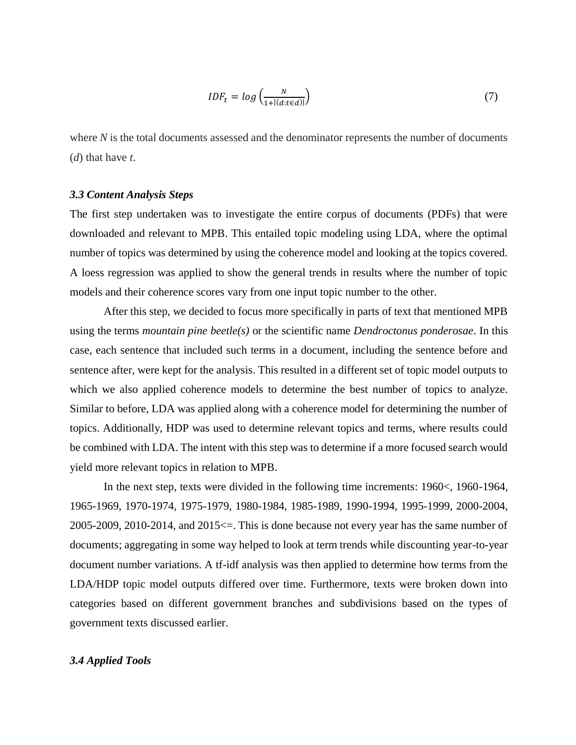$$IDF_t = log\left(\frac{N}{1+|(d:t\in d)|}\right) \tag{7}$$

where *N* is the total documents assessed and the denominator represents the number of documents (*d*) that have *t*.

### *3.3 Content Analysis Steps*

The first step undertaken was to investigate the entire corpus of documents (PDFs) that were downloaded and relevant to MPB. This entailed topic modeling using LDA, where the optimal number of topics was determined by using the coherence model and looking at the topics covered. A loess regression was applied to show the general trends in results where the number of topic models and their coherence scores vary from one input topic number to the other.

After this step, we decided to focus more specifically in parts of text that mentioned MPB using the terms *mountain pine beetle(s)* or the scientific name *Dendroctonus ponderosae*. In this case, each sentence that included such terms in a document, including the sentence before and sentence after, were kept for the analysis. This resulted in a different set of topic model outputs to which we also applied coherence models to determine the best number of topics to analyze. Similar to before, LDA was applied along with a coherence model for determining the number of topics. Additionally, HDP was used to determine relevant topics and terms, where results could be combined with LDA. The intent with this step was to determine if a more focused search would yield more relevant topics in relation to MPB.

In the next step, texts were divided in the following time increments: 1960<, 1960-1964, 1965-1969, 1970-1974, 1975-1979, 1980-1984, 1985-1989, 1990-1994, 1995-1999, 2000-2004, 2005-2009, 2010-2014, and 2015<=. This is done because not every year has the same number of documents; aggregating in some way helped to look at term trends while discounting year-to-year document number variations. A tf-idf analysis was then applied to determine how terms from the LDA/HDP topic model outputs differed over time. Furthermore, texts were broken down into categories based on different government branches and subdivisions based on the types of government texts discussed earlier.

### *3.4 Applied Tools*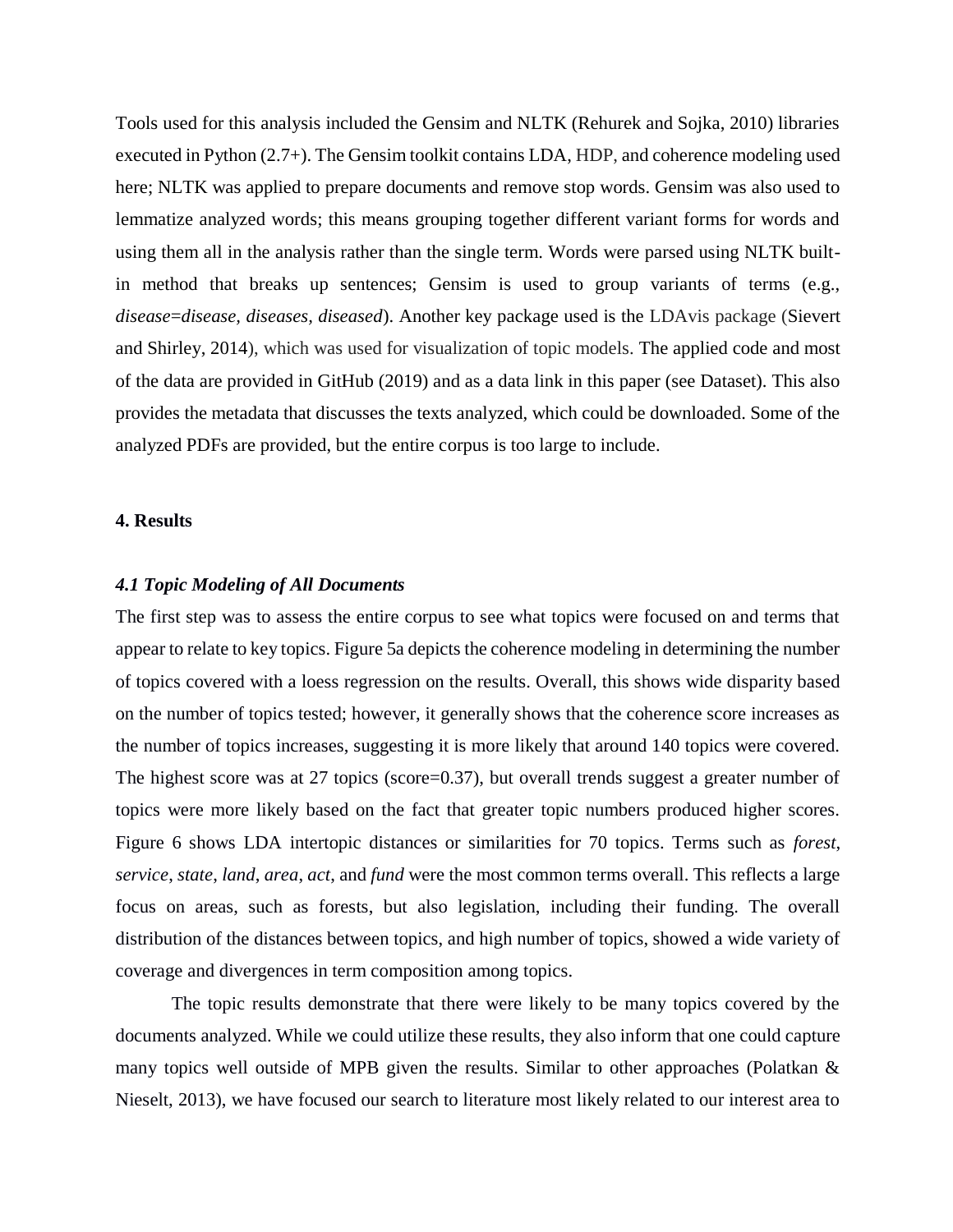Tools used for this analysis included the Gensim and NLTK (Rehurek and Sojka, 2010) libraries executed in Python (2.7+). The Gensim toolkit contains LDA, HDP, and coherence modeling used here; NLTK was applied to prepare documents and remove stop words. Gensim was also used to lemmatize analyzed words; this means grouping together different variant forms for words and using them all in the analysis rather than the single term. Words were parsed using NLTK built-in method that breaks up sentences; Gensim is used to group variants of terms (e.g., *disease*=*disease, diseases, diseased*). Another key package used is the LDAvis package (Sievert and Shirley, 2014), which was used for visualization of topic models. The applied code and most of the data are provided in GitHub (2019) and as a data link in this paper (see Dataset). This also provides the metadata that discusses the texts analyzed, which could be downloaded. Some of the analyzed PDFs are provided, but the entire corpus is too large to include.

## 4. Results

### *4.1 Topic Modeling of All Documents*

The first step was to assess the entire corpus to see what topics were focused on and terms that appear to relate to key topics. Figure 5a depicts the coherence modeling in determining the number of topics covered with a loess regression on the results. Overall, this shows wide disparity based on the number of topics tested; however, it generally shows that the coherence score increases as the number of topics increases, suggesting it is more likely that around 140 topics were covered. The highest score was at 27 topics (score=0.37), but overall trends suggest a greater number of topics were more likely based on the fact that greater topic numbers produced higher scores. Figure 6 shows LDA intertopic distances or similarities for 70 topics. Terms such as *forest*, *service*, *state*, *land*, *area*, *act*, and *fund* were the most common terms overall. This reflects a large focus on areas, such as forests, but also legislation, including their funding. The overall distribution of the distances between topics, and high number of topics, showed a wide variety of coverage and divergences in term composition among topics.

The topic results demonstrate that there were likely to be many topics covered by the documents analyzed. While we could utilize these results, they also inform that one could capture many topics well outside of MPB given the results. Similar to other approaches (Polatkan & Nieselt, 2013), we have focused our search to literature most likely related to our interest area to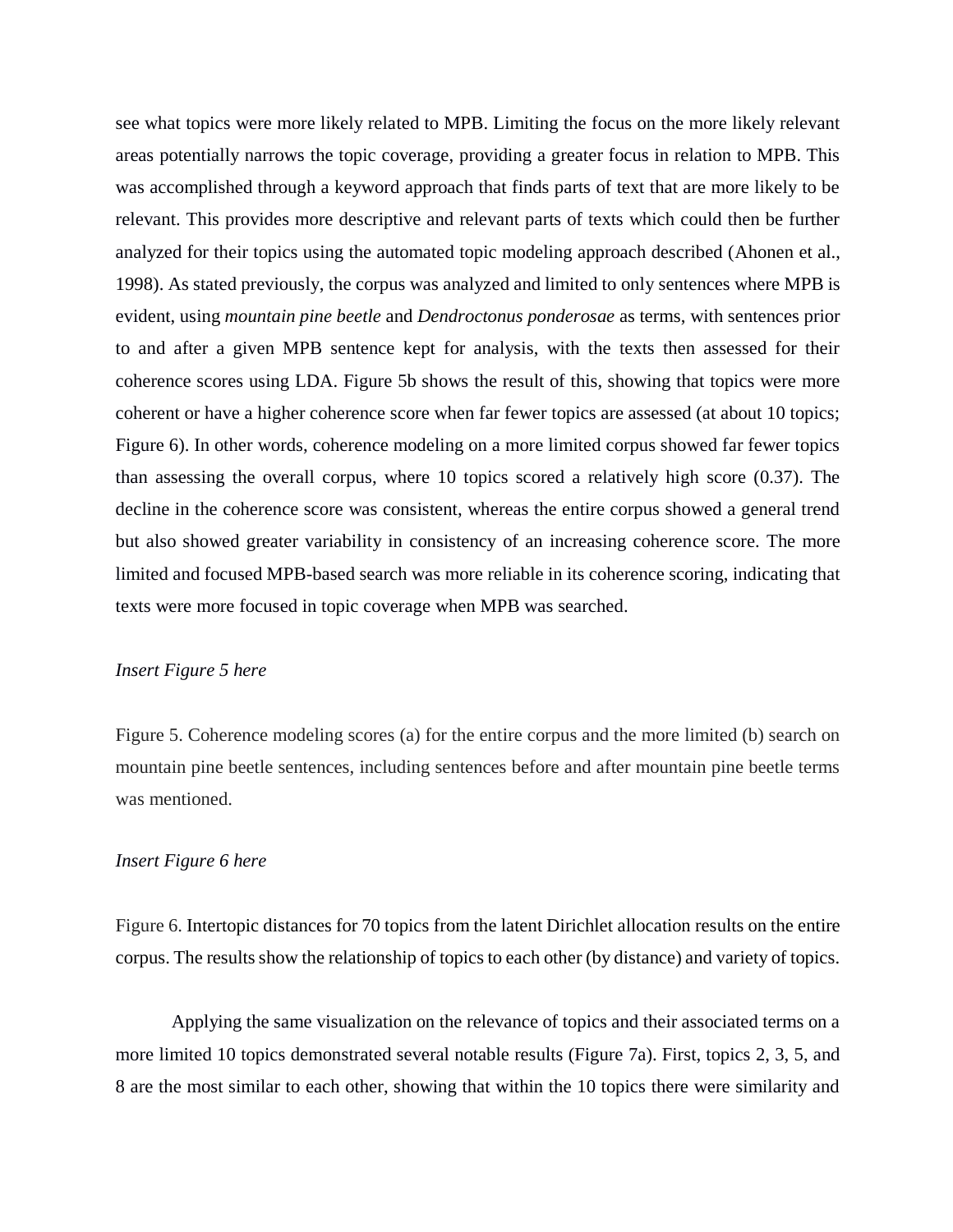see what topics were more likely related to MPB. Limiting the focus on the more likely relevant areas potentially narrows the topic coverage, providing a greater focus in relation to MPB. This was accomplished through a keyword approach that finds parts of text that are more likely to be relevant. This provides more descriptive and relevant parts of texts which could then be further analyzed for their topics using the automated topic modeling approach described (Ahonen et al., 1998). As stated previously, the corpus was analyzed and limited to only sentences where MPB is evident, using *mountain pine beetle* and *Dendroctonus ponderosae* as terms, with sentences prior to and after a given MPB sentence kept for analysis, with the texts then assessed for their coherence scores using LDA. Figure 5b shows the result of this, showing that topics were more coherent or have a higher coherence score when far fewer topics are assessed (at about 10 topics; Figure 6). In other words, coherence modeling on a more limited corpus showed far fewer topics than assessing the overall corpus, where 10 topics scored a relatively high score (0.37). The decline in the coherence score was consistent, whereas the entire corpus showed a general trend but also showed greater variability in consistency of an increasing coherence score. The more limited and focused MPB-based search was more reliable in its coherence scoring, indicating that texts were more focused in topic coverage when MPB was searched.

*Insert Figure 5 here*

Figure 5. Coherence modeling scores (a) for the entire corpus and the more limited (b) search on mountain pine beetle sentences, including sentences before and after mountain pine beetle terms was mentioned.

*Insert Figure 6 here*

Figure 6. Intertopic distances for 70 topics from the latent Dirichlet allocation results on the entire corpus. The results show the relationship of topics to each other (by distance) and variety of topics.

Applying the same visualization on the relevance of topics and their associated terms on a more limited 10 topics demonstrated several notable results (Figure 7a). First, topics 2, 3, 5, and 8 are the most similar to each other, showing that within the 10 topics there were similarity and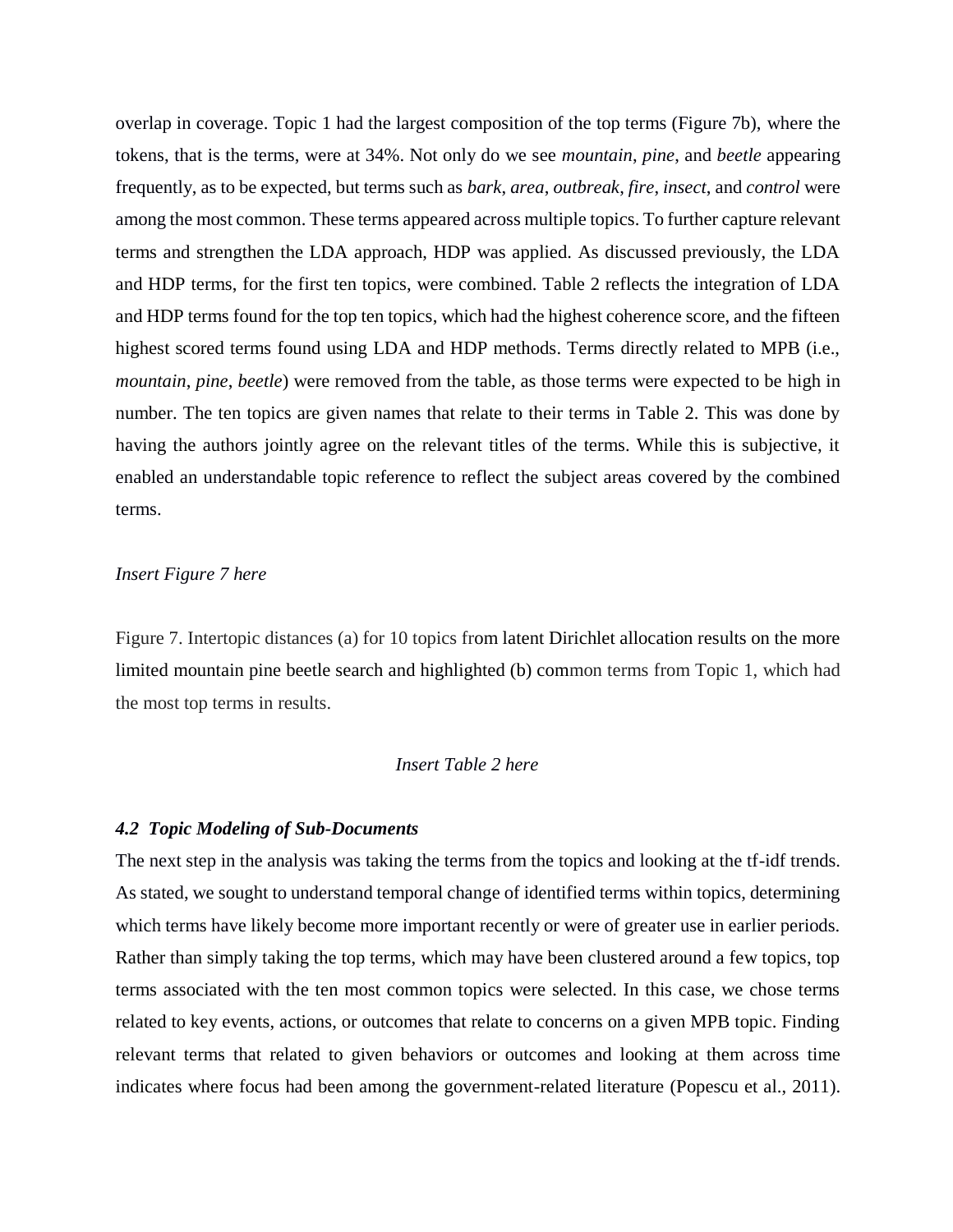overlap in coverage. Topic 1 had the largest composition of the top terms (Figure 7b), where the tokens, that is the terms, were at 34%. Not only do we see *mountain*, *pine*, and *beetle* appearing frequently, as to be expected, but terms such as *bark*, *area*, *outbreak*, *fire*, *insect*, and *control* were among the most common. These terms appeared across multiple topics. To further capture relevant terms and strengthen the LDA approach, HDP was applied. As discussed previously, the LDA and HDP terms, for the first ten topics, were combined. Table 2 reflects the integration of LDA and HDP terms found for the top ten topics, which had the highest coherence score, and the fifteen highest scored terms found using LDA and HDP methods. Terms directly related to MPB (i.e., *mountain*, *pine*, *beetle*) were removed from the table, as those terms were expected to be high in number. The ten topics are given names that relate to their terms in Table 2. This was done by having the authors jointly agree on the relevant titles of the terms. While this is subjective, it enabled an understandable topic reference to reflect the subject areas covered by the combined terms.

*Insert Figure 7 here*

Figure 7. Intertopic distances (a) for 10 topics from latent Dirichlet allocation results on the more limited mountain pine beetle search and highlighted (b) common terms from Topic 1, which had the most top terms in results.

*Insert Table 2 here*

### *4.2 Topic Modeling of Sub-Documents*

The next step in the analysis was taking the terms from the topics and looking at the tf-idf trends. As stated, we sought to understand temporal change of identified terms within topics, determining which terms have likely become more important recently or were of greater use in earlier periods. Rather than simply taking the top terms, which may have been clustered around a few topics, top terms associated with the ten most common topics were selected. In this case, we chose terms related to key events, actions, or outcomes that relate to concerns on a given MPB topic. Finding relevant terms that related to given behaviors or outcomes and looking at them across time indicates where focus had been among the government-related literature (Popescu et al., 2011).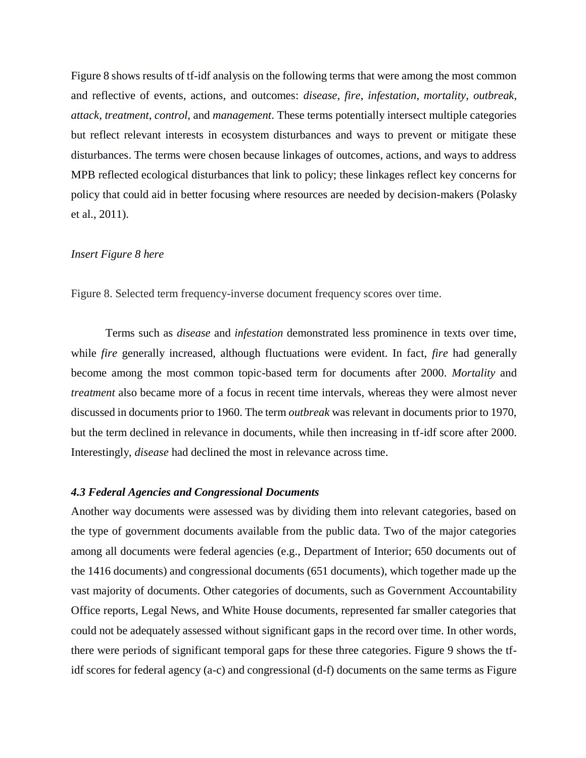Figure 8 shows results of tf-idf analysis on the following terms that were among the most common and reflective of events, actions, and outcomes: *disease*, *fire*, *infestation*, *mortality*, *outbreak*, *attack*, *treatment*, *control*, and *management*. These terms potentially intersect multiple categories but reflect relevant interests in ecosystem disturbances and ways to prevent or mitigate these disturbances. The terms were chosen because linkages of outcomes, actions, and ways to address MPB reflected ecological disturbances that link to policy; these linkages reflect key concerns for policy that could aid in better focusing where resources are needed by decision-makers (Polasky et al., 2011).

*Insert Figure 8 here*

Figure 8. Selected term frequency-inverse document frequency scores over time.

Terms such as *disease* and *infestation* demonstrated less prominence in texts over time, while *fire* generally increased, although fluctuations were evident. In fact, *fire* had generally become among the most common topic-based term for documents after 2000. *Mortality* and *treatment* also became more of a focus in recent time intervals, whereas they were almost never discussed in documents prior to 1960. The term *outbreak* was relevant in documents prior to 1970, but the term declined in relevance in documents, while then increasing in tf-idf score after 2000. Interestingly, *disease* had declined the most in relevance across time.

### *4.3 Federal Agencies and Congressional Documents*

Another way documents were assessed was by dividing them into relevant categories, based on the type of government documents available from the public data. Two of the major categories among all documents were federal agencies (e.g., Department of Interior; 650 documents out of the 1416 documents) and congressional documents (651 documents), which together made up the vast majority of documents. Other categories of documents, such as Government Accountability Office reports, Legal News, and White House documents, represented far smaller categories that could not be adequately assessed without significant gaps in the record over time. In other words, there were periods of significant temporal gaps for these three categories. Figure 9 shows the tf-idf scores for federal agency (a-c) and congressional (d-f) documents on the same terms as Figure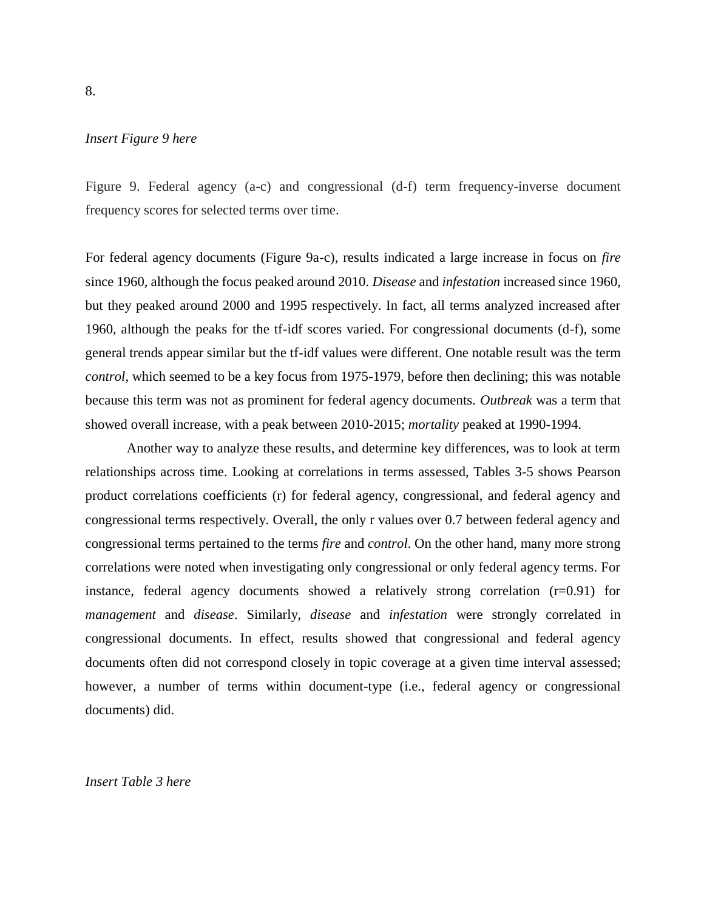8.

*Insert Figure 9 here*

Figure 9. Federal agency (a-c) and congressional (d-f) term frequency-inverse document frequency scores for selected terms over time.

For federal agency documents (Figure 9a-c), results indicated a large increase in focus on *fire* since 1960, although the focus peaked around 2010. *Disease* and *infestation* increased since 1960, but they peaked around 2000 and 1995 respectively. In fact, all terms analyzed increased after 1960, although the peaks for the tf-idf scores varied. For congressional documents (d-f), some general trends appear similar but the tf-idf values were different. One notable result was the term *control*, which seemed to be a key focus from 1975-1979, before then declining; this was notable because this term was not as prominent for federal agency documents. *Outbreak* was a term that showed overall increase, with a peak between 2010-2015; *mortality* peaked at 1990-1994.

Another way to analyze these results, and determine key differences, was to look at term relationships across time. Looking at correlations in terms assessed, Tables 3-5 shows Pearson product correlations coefficients (r) for federal agency, congressional, and federal agency and congressional terms respectively. Overall, the only r values over 0.7 between federal agency and congressional terms pertained to the terms *fire* and *control*. On the other hand, many more strong correlations were noted when investigating only congressional or only federal agency terms. For instance, federal agency documents showed a relatively strong correlation ($r=0.91$) for *management* and *disease*. Similarly, *disease* and *infestation* were strongly correlated in congressional documents. In effect, results showed that congressional and federal agency documents often did not correspond closely in topic coverage at a given time interval assessed; however, a number of terms within document-type (i.e., federal agency or congressional documents) did.

*Insert Table 3 here*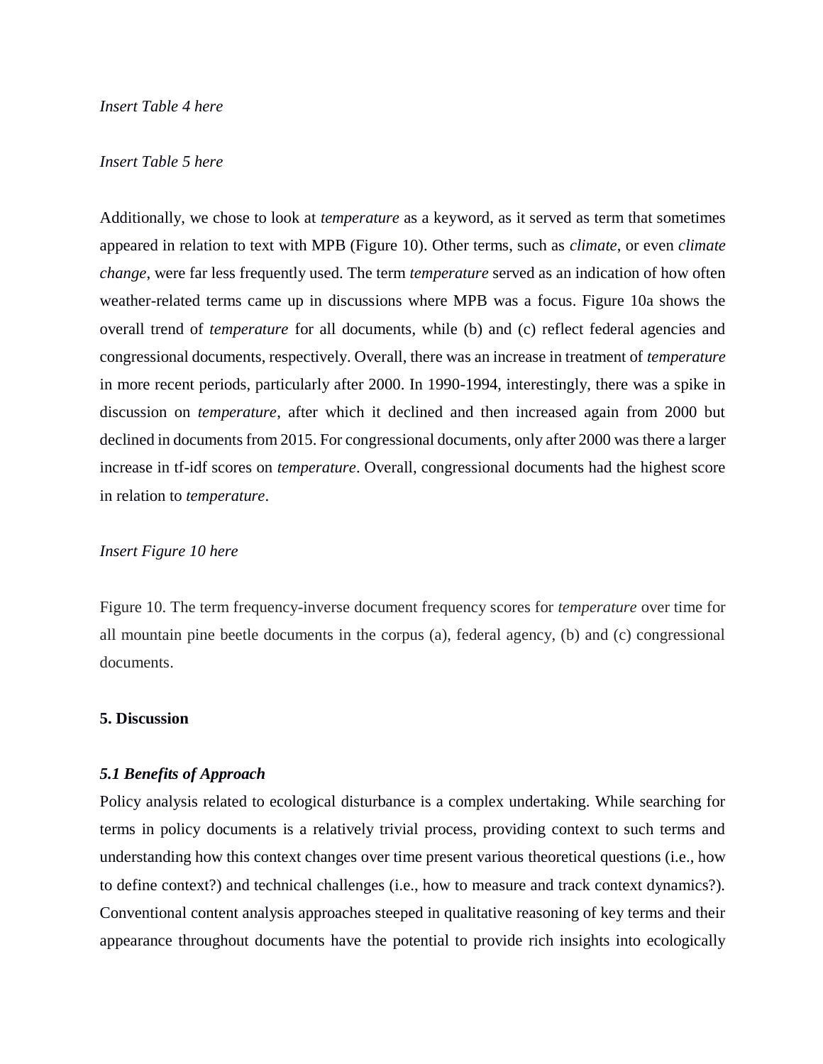*Insert Table 4 here*

*Insert Table 5 here*

Additionally, we chose to look at *temperature* as a keyword, as it served as term that sometimes appeared in relation to text with MPB (Figure 10). Other terms, such as *climate*, or even *climate change*, were far less frequently used. The term *temperature* served as an indication of how often weather-related terms came up in discussions where MPB was a focus. Figure 10a shows the overall trend of *temperature* for all documents, while (b) and (c) reflect federal agencies and congressional documents, respectively. Overall, there was an increase in treatment of *temperature* in more recent periods, particularly after 2000. In 1990-1994, interestingly, there was a spike in discussion on *temperature*, after which it declined and then increased again from 2000 but declined in documents from 2015. For congressional documents, only after 2000 was there a larger increase in tf-idf scores on *temperature*. Overall, congressional documents had the highest score in relation to *temperature*.

*Insert Figure 10 here*

Figure 10. The term frequency-inverse document frequency scores for *temperature* over time for all mountain pine beetle documents in the corpus (a), federal agency, (b) and (c) congressional documents.

## 5. Discussion

### *5.1 Benefits of Approach*

Policy analysis related to ecological disturbance is a complex undertaking. While searching for terms in policy documents is a relatively trivial process, providing context to such terms and understanding how this context changes over time present various theoretical questions (i.e., how to define context?) and technical challenges (i.e., how to measure and track context dynamics?). Conventional content analysis approaches steeped in qualitative reasoning of key terms and their appearance throughout documents have the potential to provide rich insights into ecologically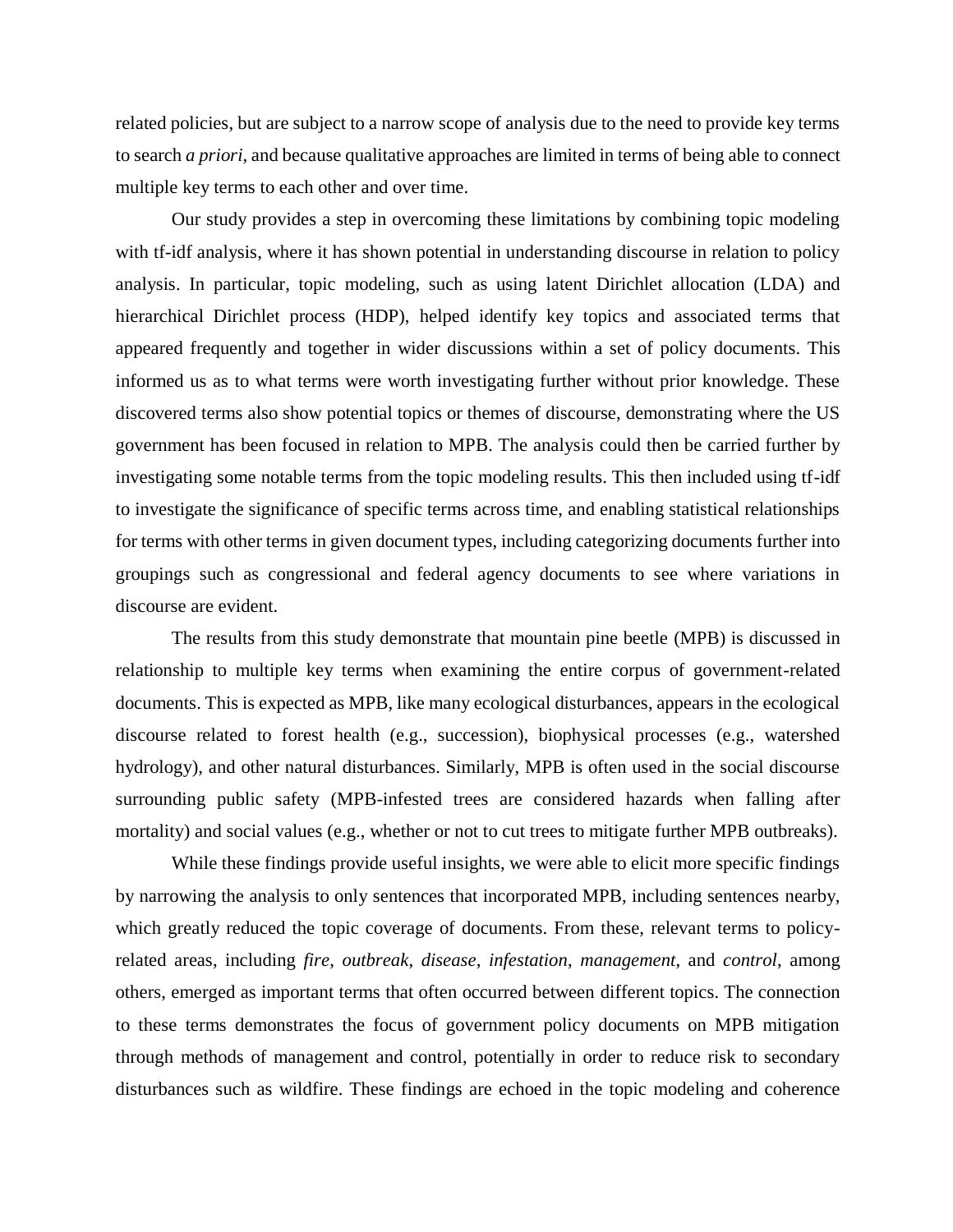related policies, but are subject to a narrow scope of analysis due to the need to provide key terms to search *a priori*, and because qualitative approaches are limited in terms of being able to connect multiple key terms to each other and over time.

Our study provides a step in overcoming these limitations by combining topic modeling with tf-idf analysis, where it has shown potential in understanding discourse in relation to policy analysis. In particular, topic modeling, such as using latent Dirichlet allocation (LDA) and hierarchical Dirichlet process (HDP), helped identify key topics and associated terms that appeared frequently and together in wider discussions within a set of policy documents. This informed us as to what terms were worth investigating further without prior knowledge. These discovered terms also show potential topics or themes of discourse, demonstrating where the US government has been focused in relation to MPB. The analysis could then be carried further by investigating some notable terms from the topic modeling results. This then included using tf-idf to investigate the significance of specific terms across time, and enabling statistical relationships for terms with other terms in given document types, including categorizing documents further into groupings such as congressional and federal agency documents to see where variations in discourse are evident.

The results from this study demonstrate that mountain pine beetle (MPB) is discussed in relationship to multiple key terms when examining the entire corpus of government-related documents. This is expected as MPB, like many ecological disturbances, appears in the ecological discourse related to forest health (e.g., succession), biophysical processes (e.g., watershed hydrology), and other natural disturbances. Similarly, MPB is often used in the social discourse surrounding public safety (MPB-infested trees are considered hazards when falling after mortality) and social values (e.g., whether or not to cut trees to mitigate further MPB outbreaks).

While these findings provide useful insights, we were able to elicit more specific findings by narrowing the analysis to only sentences that incorporated MPB, including sentences nearby, which greatly reduced the topic coverage of documents. From these, relevant terms to policy-related areas, including *fire*, *outbreak*, *disease*, *infestation*, *management*, and *control*, among others, emerged as important terms that often occurred between different topics. The connection to these terms demonstrates the focus of government policy documents on MPB mitigation through methods of management and control, potentially in order to reduce risk to secondary disturbances such as wildfire. These findings are echoed in the topic modeling and coherence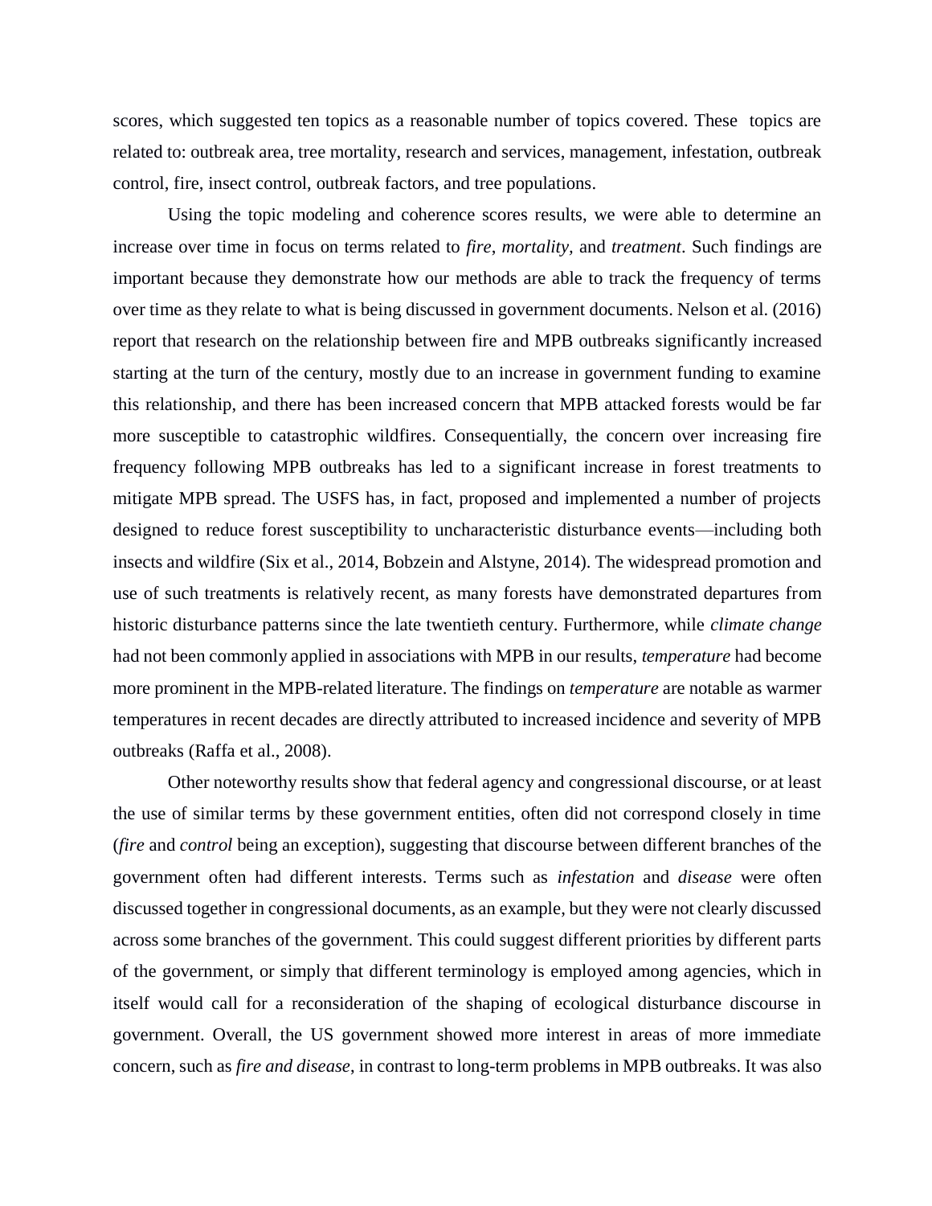scores, which suggested ten topics as a reasonable number of topics covered. These topics are related to: outbreak area, tree mortality, research and services, management, infestation, outbreak control, fire, insect control, outbreak factors, and tree populations.

Using the topic modeling and coherence scores results, we were able to determine an increase over time in focus on terms related to *fire*, *mortality,* and *treatment*. Such findings are important because they demonstrate how our methods are able to track the frequency of terms over time as they relate to what is being discussed in government documents. Nelson et al. (2016) report that research on the relationship between fire and MPB outbreaks significantly increased starting at the turn of the century, mostly due to an increase in government funding to examine this relationship, and there has been increased concern that MPB attacked forests would be far more susceptible to catastrophic wildfires. Consequentially, the concern over increasing fire frequency following MPB outbreaks has led to a significant increase in forest treatments to mitigate MPB spread. The USFS has, in fact, proposed and implemented a number of projects designed to reduce forest susceptibility to uncharacteristic disturbance events—including both insects and wildfire (Six et al., 2014, Bobzein and Alstyne, 2014). The widespread promotion and use of such treatments is relatively recent, as many forests have demonstrated departures from historic disturbance patterns since the late twentieth century. Furthermore, while *climate change* had not been commonly applied in associations with MPB in our results, *temperature* had become more prominent in the MPB-related literature. The findings on *temperature* are notable as warmer temperatures in recent decades are directly attributed to increased incidence and severity of MPB outbreaks (Raffa et al., 2008).

Other noteworthy results show that federal agency and congressional discourse, or at least the use of similar terms by these government entities, often did not correspond closely in time (*fire* and *control* being an exception), suggesting that discourse between different branches of the government often had different interests. Terms such as *infestation* and *disease* were often discussed together in congressional documents, as an example, but they were not clearly discussed across some branches of the government. This could suggest different priorities by different parts of the government, or simply that different terminology is employed among agencies, which in itself would call for a reconsideration of the shaping of ecological disturbance discourse in government. Overall, the US government showed more interest in areas of more immediate concern, such as *fire and disease*, in contrast to long-term problems in MPB outbreaks. It was also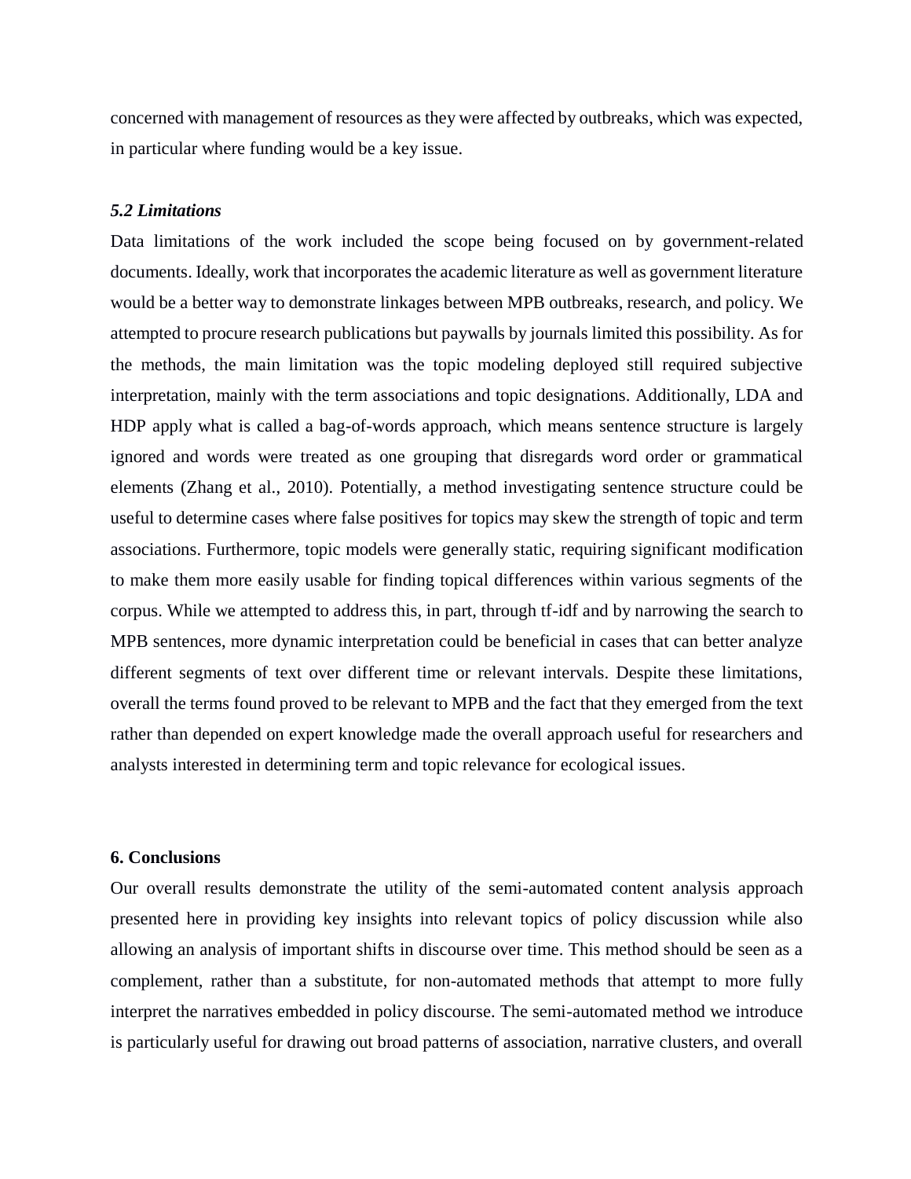concerned with management of resources as they were affected by outbreaks, which was expected, in particular where funding would be a key issue.

### *5.2 Limitations*

Data limitations of the work included the scope being focused on by government-related documents. Ideally, work that incorporates the academic literature as well as government literature would be a better way to demonstrate linkages between MPB outbreaks, research, and policy. We attempted to procure research publications but paywalls by journals limited this possibility. As for the methods, the main limitation was the topic modeling deployed still required subjective interpretation, mainly with the term associations and topic designations. Additionally, LDA and HDP apply what is called a bag-of-words approach, which means sentence structure is largely ignored and words were treated as one grouping that disregards word order or grammatical elements (Zhang et al., 2010). Potentially, a method investigating sentence structure could be useful to determine cases where false positives for topics may skew the strength of topic and term associations. Furthermore, topic models were generally static, requiring significant modification to make them more easily usable for finding topical differences within various segments of the corpus. While we attempted to address this, in part, through tf-idf and by narrowing the search to MPB sentences, more dynamic interpretation could be beneficial in cases that can better analyze different segments of text over different time or relevant intervals. Despite these limitations, overall the terms found proved to be relevant to MPB and the fact that they emerged from the text rather than depended on expert knowledge made the overall approach useful for researchers and analysts interested in determining term and topic relevance for ecological issues.

## 6. Conclusions

Our overall results demonstrate the utility of the semi-automated content analysis approach presented here in providing key insights into relevant topics of policy discussion while also allowing an analysis of important shifts in discourse over time. This method should be seen as a complement, rather than a substitute, for non-automated methods that attempt to more fully interpret the narratives embedded in policy discourse. The semi-automated method we introduce is particularly useful for drawing out broad patterns of association, narrative clusters, and overall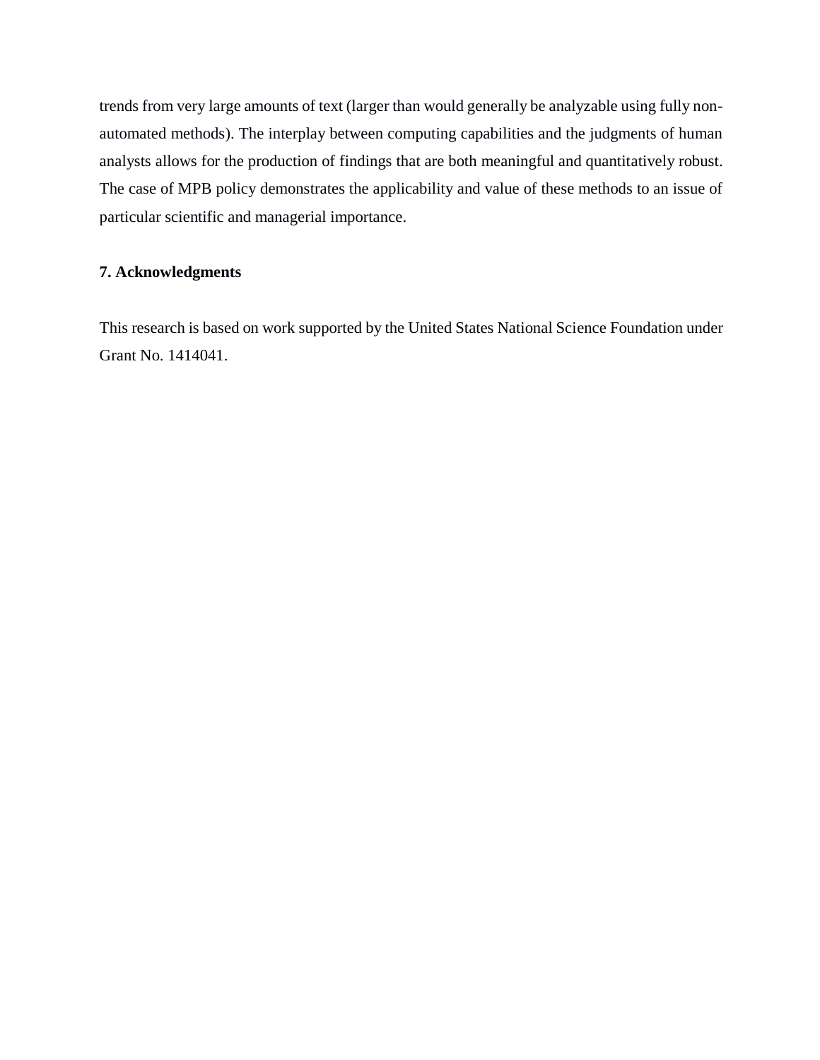trends from very large amounts of text (larger than would generally be analyzable using fully non-automated methods). The interplay between computing capabilities and the judgments of human analysts allows for the production of findings that are both meaningful and quantitatively robust. The case of MPB policy demonstrates the applicability and value of these methods to an issue of particular scientific and managerial importance.

## 7. Acknowledgments

This research is based on work supported by the United States National Science Foundation under Grant No. 1414041.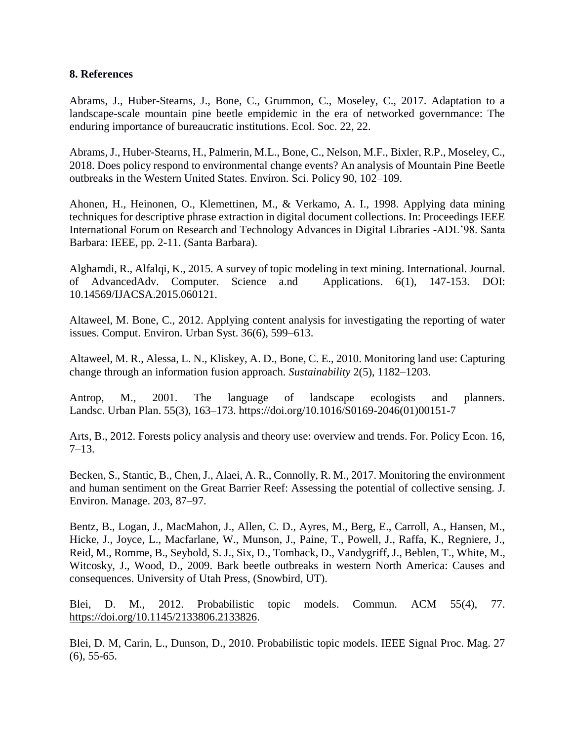**8. References**

Abrams, J., Huber-Stearns, J., Bone, C., Grummon, C., Moseley, C., 2017. Adaptation to a landscape-scale mountain pine beetle empidemic in the era of networked governmance: The enduring importance of bureaucratic institutions. Ecol. Soc. 22, 22.

Abrams, J., Huber-Stearns, H., Palmerin, M.L., Bone, C., Nelson, M.F., Bixler, R.P., Moseley, C., 2018. Does policy respond to environmental change events? An analysis of Mountain Pine Beetle outbreaks in the Western United States. Environ. Sci. Policy 90, 102–109.

Ahonen, H., Heinonen, O., Klemettinen, M., & Verkamo, A. I., 1998. Applying data mining techniques for descriptive phrase extraction in digital document collections. In: Proceedings IEEE International Forum on Research and Technology Advances in Digital Libraries -ADL'98. Santa Barbara: IEEE, pp. 2-11. (Santa Barbara).

Alghamdi, R., Alfalqi, K., 2015. A survey of topic modeling in text mining. International. Journal. of AdvancedAdv. Computer. Science a.nd Applications. 6(1), 147-153. DOI: 10.14569/IJACSA.2015.060121.

Altaweel, M. Bone, C., 2012. Applying content analysis for investigating the reporting of water issues. Comput. Environ. Urban Syst. 36(6), 599–613.

Altaweel, M. R., Alessa, L. N., Kliskey, A. D., Bone, C. E., 2010. Monitoring land use: Capturing change through an information fusion approach. *Sustainability* 2(5), 1182–1203.

Antrop, M., 2001. The language of landscape ecologists and planners. Landsc. Urban Plan. 55(3), 163–173. https://doi.org/10.1016/S0169-2046(01)00151-7

Arts, B., 2012. Forests policy analysis and theory use: overview and trends. For. Policy Econ. 16, 7–13.

Becken, S., Stantic, B., Chen, J., Alaei, A. R., Connolly, R. M., 2017. Monitoring the environment and human sentiment on the Great Barrier Reef: Assessing the potential of collective sensing. J. Environ. Manage. 203, 87–97.

Bentz, B., Logan, J., MacMahon, J., Allen, C. D., Ayres, M., Berg, E., Carroll, A., Hansen, M., Hicke, J., Joyce, L., Macfarlane, W., Munson, J., Paine, T., Powell, J., Raffa, K., Regniere, J., Reid, M., Romme, B., Seybold, S. J., Six, D., Tomback, D., Vandygriff, J., Beblen, T., White, M., Witcosky, J., Wood, D., 2009. Bark beetle outbreaks in western North America: Causes and consequences. University of Utah Press, (Snowbird, UT).

Blei, D. M., 2012. Probabilistic topic models. Commun. ACM 55(4), 77. https://doi.org/10.1145/2133806.2133826.

Blei, D. M, Carin, L., Dunson, D., 2010. Probabilistic topic models. IEEE Signal Proc. Mag. 27 (6), 55-65.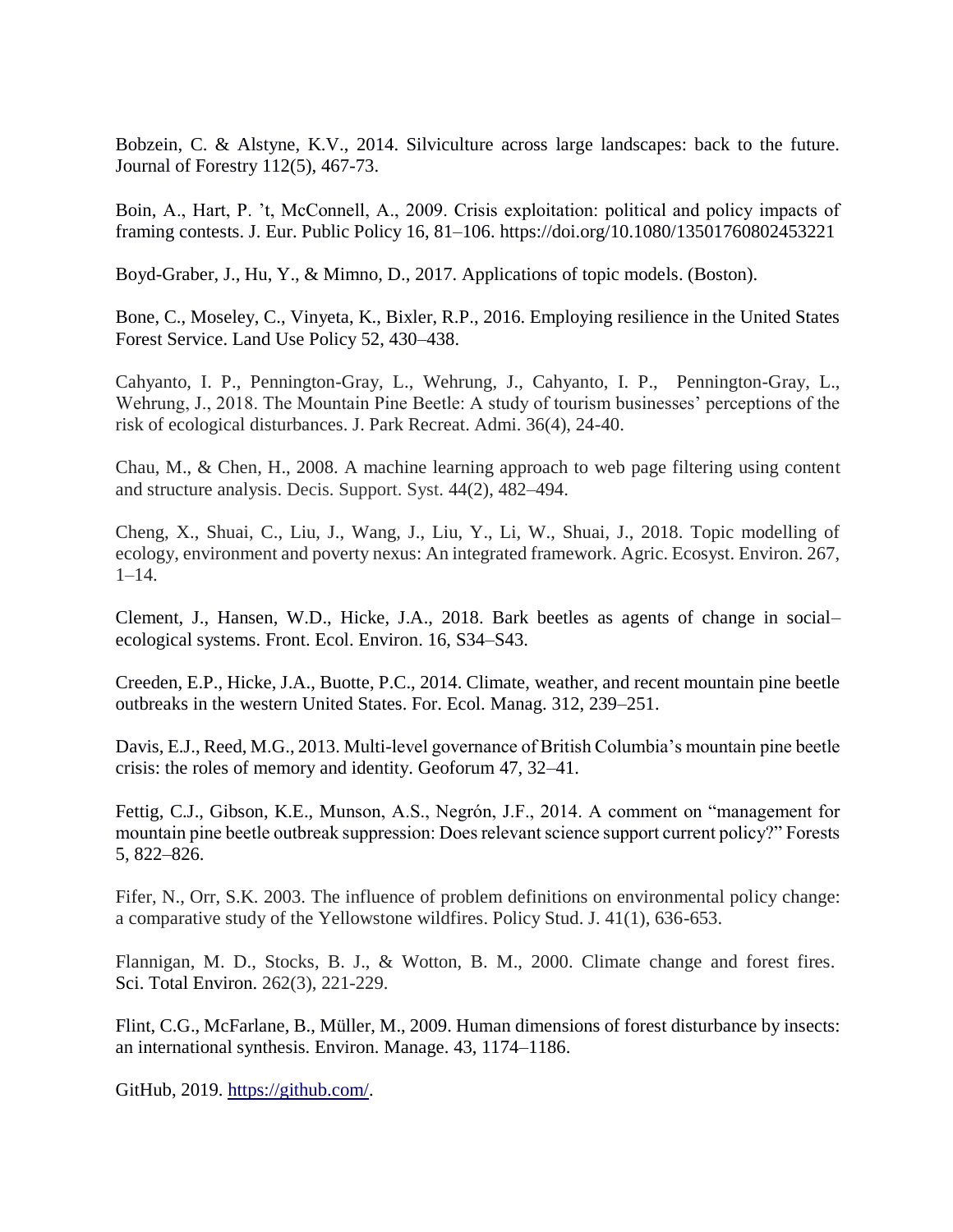Bobzein, C. & Alstyne, K.V., 2014. Silviculture across large landscapes: back to the future. Journal of Forestry 112(5), 467-73.

Boin, A., Hart, P. 't, McConnell, A., 2009. Crisis exploitation: political and policy impacts of framing contests. J. Eur. Public Policy 16, 81–106. https://doi.org/10.1080/13501760802453221

Boyd-Graber, J., Hu, Y., & Mimno, D., 2017. Applications of topic models. (Boston).

Bone, C., Moseley, C., Vinyeta, K., Bixler, R.P., 2016. Employing resilience in the United States Forest Service. Land Use Policy 52, 430–438.

Cahyanto, I. P., Pennington-Gray, L., Wehrung, J., Cahyanto, I. P., Pennington-Gray, L., Wehrung, J., 2018. The Mountain Pine Beetle: A study of tourism businesses' perceptions of the risk of ecological disturbances. J. Park Recreat. Admi. 36(4), 24-40.

Chau, M., & Chen, H., 2008. A machine learning approach to web page filtering using content and structure analysis. Decis. Support. Syst. 44(2), 482–494.

Cheng, X., Shuai, C., Liu, J., Wang, J., Liu, Y., Li, W., Shuai, J., 2018. Topic modelling of ecology, environment and poverty nexus: An integrated framework. Agric. Ecosyst. Environ. 267, 1–14.

Clement, J., Hansen, W.D., Hicke, J.A., 2018. Bark beetles as agents of change in social–ecological systems. Front. Ecol. Environ. 16, S34–S43.

Creeden, E.P., Hicke, J.A., Buotte, P.C., 2014. Climate, weather, and recent mountain pine beetle outbreaks in the western United States. For. Ecol. Manag. 312, 239–251.

Davis, E.J., Reed, M.G., 2013. Multi-level governance of British Columbia's mountain pine beetle crisis: the roles of memory and identity. Geoforum 47, 32–41.

Fettig, C.J., Gibson, K.E., Munson, A.S., Negrón, J.F., 2014. A comment on "management for mountain pine beetle outbreak suppression: Does relevant science support current policy?" Forests 5, 822–826.

Fifer, N., Orr, S.K. 2003. The influence of problem definitions on environmental policy change: a comparative study of the Yellowstone wildfires. Policy Stud. J. 41(1), 636-653.

Flannigan, M. D., Stocks, B. J., & Wotton, B. M., 2000. Climate change and forest fires. Sci. Total Environ. 262(3), 221-229.

Flint, C.G., McFarlane, B., Müller, M., 2009. Human dimensions of forest disturbance by insects: an international synthesis. Environ. Manage. 43, 1174–1186.

GitHub, 2019. https://github.com/.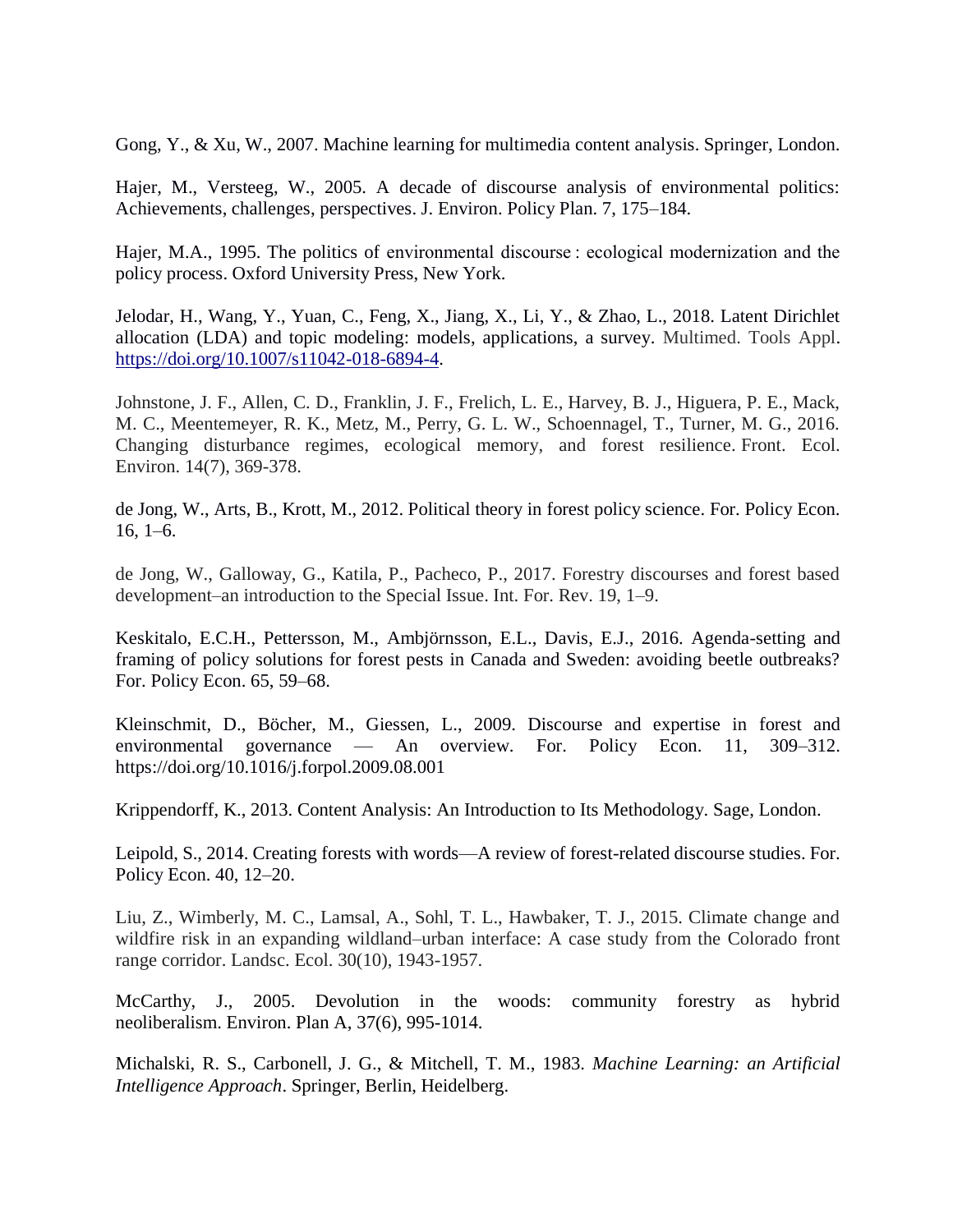Gong, Y., & Xu, W., 2007. Machine learning for multimedia content analysis. Springer, London.

Hajer, M., Versteeg, W., 2005. A decade of discourse analysis of environmental politics: Achievements, challenges, perspectives. J. Environ. Policy Plan. 7, 175–184.

Hajer, M.A., 1995. The politics of environmental discourse : ecological modernization and the policy process. Oxford University Press, New York.

Jelodar, H., Wang, Y., Yuan, C., Feng, X., Jiang, X., Li, Y., & Zhao, L., 2018. Latent Dirichlet allocation (LDA) and topic modeling: models, applications, a survey. Multimed. Tools Appl. https://doi.org/10.1007/s11042-018-6894-4.

Johnstone, J. F., Allen, C. D., Franklin, J. F., Frelich, L. E., Harvey, B. J., Higuera, P. E., Mack, M. C., Meentemeyer, R. K., Metz, M., Perry, G. L. W., Schoennagel, T., Turner, M. G., 2016. Changing disturbance regimes, ecological memory, and forest resilience. Front. Ecol. Environ. 14(7), 369-378.

de Jong, W., Arts, B., Krott, M., 2012. Political theory in forest policy science. For. Policy Econ. 16, 1–6.

de Jong, W., Galloway, G., Katila, P., Pacheco, P., 2017. Forestry discourses and forest based development–an introduction to the Special Issue. Int. For. Rev. 19, 1–9.

Keskitalo, E.C.H., Pettersson, M., Ambjörnsson, E.L., Davis, E.J., 2016. Agenda-setting and framing of policy solutions for forest pests in Canada and Sweden: avoiding beetle outbreaks? For. Policy Econ. 65, 59–68.

Kleinschmit, D., Böcher, M., Giessen, L., 2009. Discourse and expertise in forest and environmental governance — An overview. For. Policy Econ. 11, 309–312. https://doi.org/10.1016/j.forpol.2009.08.001

Krippendorff, K., 2013. Content Analysis: An Introduction to Its Methodology. Sage, London.

Leipold, S., 2014. Creating forests with words—A review of forest-related discourse studies. For. Policy Econ. 40, 12–20.

Liu, Z., Wimberly, M. C., Lamsal, A., Sohl, T. L., Hawbaker, T. J., 2015. Climate change and wildfire risk in an expanding wildland–urban interface: A case study from the Colorado front range corridor. Landsc. Ecol. 30(10), 1943-1957.

McCarthy, J., 2005. Devolution in the woods: community forestry as hybrid neoliberalism. Environ. Plan A, 37(6), 995-1014.

Michalski, R. S., Carbonell, J. G., & Mitchell, T. M., 1983. *Machine Learning: an Artificial Intelligence Approach*. Springer, Berlin, Heidelberg.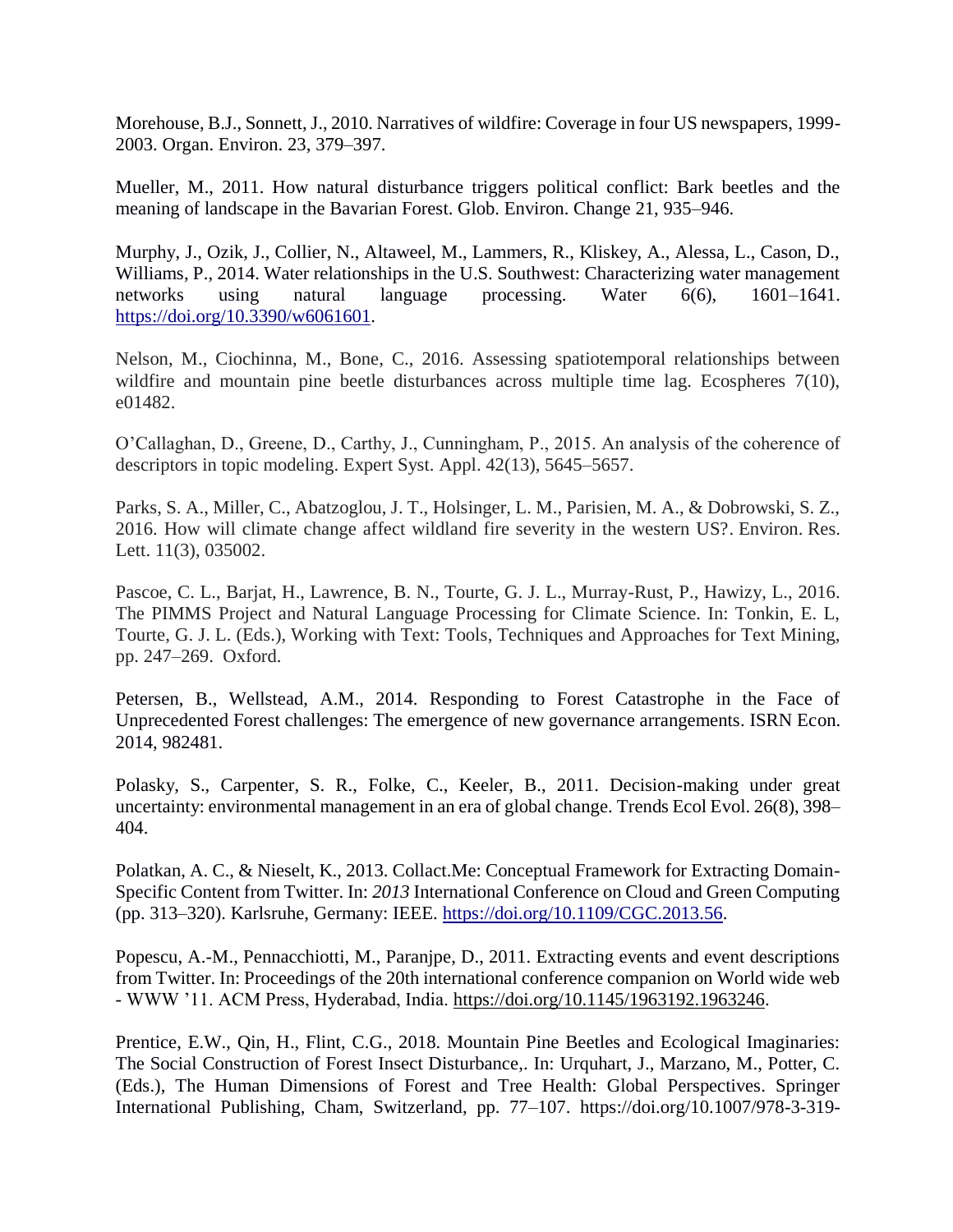Morehouse, B.J., Sonnett, J., 2010. Narratives of wildfire: Coverage in four US newspapers, 1999-2003. Organ. Environ. 23, 379–397.

Mueller, M., 2011. How natural disturbance triggers political conflict: Bark beetles and the meaning of landscape in the Bavarian Forest. Glob. Environ. Change 21, 935–946.

Murphy, J., Ozik, J., Collier, N., Altaweel, M., Lammers, R., Kliskey, A., Alessa, L., Cason, D., Williams, P., 2014. Water relationships in the U.S. Southwest: Characterizing water management networks using natural language processing. Water 6(6), 1601–1641. https://doi.org/10.3390/w6061601.

Nelson, M., Ciochinna, M., Bone, C., 2016. Assessing spatiotemporal relationships between wildfire and mountain pine beetle disturbances across multiple time lag. Ecospheres 7(10), e01482.

O'Callaghan, D., Greene, D., Carthy, J., Cunningham, P., 2015. An analysis of the coherence of descriptors in topic modeling. Expert Syst. Appl. 42(13), 5645–5657.

Parks, S. A., Miller, C., Abatzoglou, J. T., Holsinger, L. M., Parisien, M. A., & Dobrowski, S. Z., 2016. How will climate change affect wildland fire severity in the western US?. Environ. Res. Lett. 11(3), 035002.

Pascoe, C. L., Barjat, H., Lawrence, B. N., Tourte, G. J. L., Murray-Rust, P., Hawizy, L., 2016. The PIMMS Project and Natural Language Processing for Climate Science. In: Tonkin, E. L, Tourte, G. J. L. (Eds.), Working with Text: Tools, Techniques and Approaches for Text Mining, pp. 247–269. Oxford.

Petersen, B., Wellstead, A.M., 2014. Responding to Forest Catastrophe in the Face of Unprecedented Forest challenges: The emergence of new governance arrangements. ISRN Econ. 2014, 982481.

Polasky, S., Carpenter, S. R., Folke, C., Keeler, B., 2011. Decision-making under great uncertainty: environmental management in an era of global change. Trends Ecol Evol. 26(8), 398–404.

Polatkan, A. C., & Nieselt, K., 2013. Collact.Me: Conceptual Framework for Extracting Domain-Specific Content from Twitter. In: *2013* International Conference on Cloud and Green Computing (pp. 313–320). Karlsruhe, Germany: IEEE. https://doi.org/10.1109/CGC.2013.56.

Popescu, A.-M., Pennacchiotti, M., Paranjpe, D., 2011. Extracting events and event descriptions from Twitter. In: Proceedings of the 20th international conference companion on World wide web - WWW '11. ACM Press, Hyderabad, India. https://doi.org/10.1145/1963192.1963246.

Prentice, E.W., Qin, H., Flint, C.G., 2018. Mountain Pine Beetles and Ecological Imaginaries: The Social Construction of Forest Insect Disturbance,. In: Urquhart, J., Marzano, M., Potter, C. (Eds.), The Human Dimensions of Forest and Tree Health: Global Perspectives. Springer International Publishing, Cham, Switzerland, pp. 77–107. https://doi.org/10.1007/978-3-319-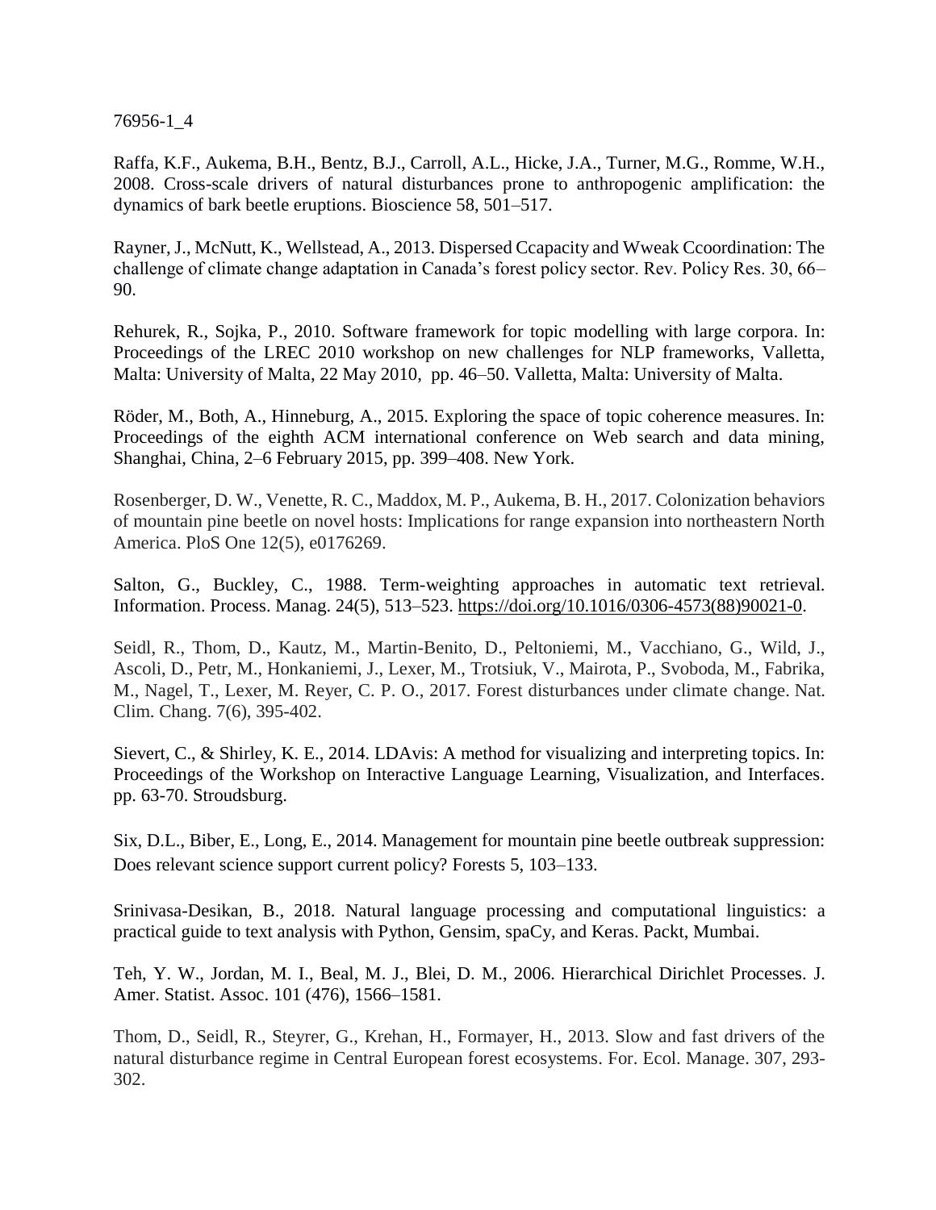76956-1_4

Raffa, K.F., Aukema, B.H., Bentz, B.J., Carroll, A.L., Hicke, J.A., Turner, M.G., Romme, W.H., 2008. Cross-scale drivers of natural disturbances prone to anthropogenic amplification: the dynamics of bark beetle eruptions. Bioscience 58, 501–517.

Rayner, J., McNutt, K., Wellstead, A., 2013. Dispersed Ccapacity and Wweak Ccoordination: The challenge of climate change adaptation in Canada's forest policy sector. Rev. Policy Res. 30, 66–90.

Rehurek, R., Sojka, P., 2010. Software framework for topic modelling with large corpora. In: Proceedings of the LREC 2010 workshop on new challenges for NLP frameworks, Valletta, Malta: University of Malta, 22 May 2010, pp. 46–50. Valletta, Malta: University of Malta.

Röder, M., Both, A., Hinneburg, A., 2015. Exploring the space of topic coherence measures. In: Proceedings of the eighth ACM international conference on Web search and data mining, Shanghai, China, 2–6 February 2015, pp. 399–408. New York.

Rosenberger, D. W., Venette, R. C., Maddox, M. P., Aukema, B. H., 2017. Colonization behaviors of mountain pine beetle on novel hosts: Implications for range expansion into northeastern North America. PloS One 12(5), e0176269.

Salton, G., Buckley, C., 1988. Term-weighting approaches in automatic text retrieval. Information. Process. Manag. 24(5), 513–523. https://doi.org/10.1016/0306-4573(88)90021-0.

Seidl, R., Thom, D., Kautz, M., Martin-Benito, D., Peltoniemi, M., Vacchiano, G., Wild, J., Ascoli, D., Petr, M., Honkaniemi, J., Lexer, M., Trotsiuk, V., Mairota, P., Svoboda, M., Fabrika, M., Nagel, T., Lexer, M. Reyer, C. P. O., 2017. Forest disturbances under climate change. Nat. Clim. Chang. 7(6), 395-402.

Sievert, C., & Shirley, K. E., 2014. LDAvis: A method for visualizing and interpreting topics. In: Proceedings of the Workshop on Interactive Language Learning, Visualization, and Interfaces. pp. 63-70. Stroudsburg.

Six, D.L., Biber, E., Long, E., 2014. Management for mountain pine beetle outbreak suppression: Does relevant science support current policy? Forests 5, 103–133.

Srinivasa-Desikan, B., 2018. Natural language processing and computational linguistics: a practical guide to text analysis with Python, Gensim, spaCy, and Keras. Packt, Mumbai.

Teh, Y. W., Jordan, M. I., Beal, M. J., Blei, D. M., 2006. Hierarchical Dirichlet Processes. J. Amer. Statist. Assoc. 101 (476), 1566–1581.

Thom, D., Seidl, R., Steyrer, G., Krehan, H., Formayer, H., 2013. Slow and fast drivers of the natural disturbance regime in Central European forest ecosystems. For. Ecol. Manage. 307, 293-302.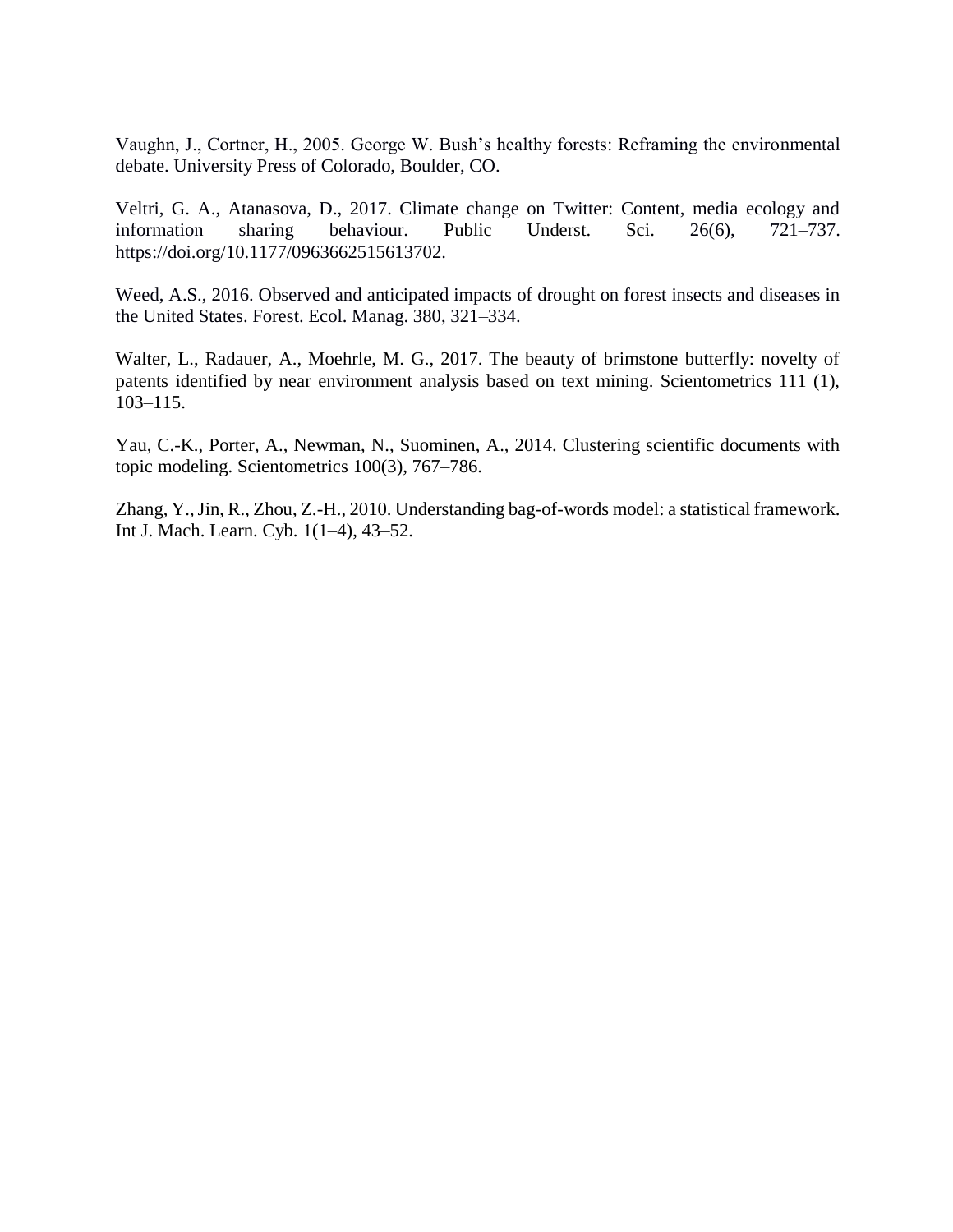Vaughn, J., Cortner, H., 2005. George W. Bush's healthy forests: Reframing the environmental debate. University Press of Colorado, Boulder, CO.

Veltri, G. A., Atanasova, D., 2017. Climate change on Twitter: Content, media ecology and information sharing behaviour. Public Underst. Sci. 26(6), 721–737. https://doi.org/10.1177/0963662515613702.

Weed, A.S., 2016. Observed and anticipated impacts of drought on forest insects and diseases in the United States. Forest. Ecol. Manag. 380, 321–334.

Walter, L., Radauer, A., Moehrle, M. G., 2017. The beauty of brimstone butterfly: novelty of patents identified by near environment analysis based on text mining. Scientometrics 111 (1), 103–115.

Yau, C.-K., Porter, A., Newman, N., Suominen, A., 2014. Clustering scientific documents with topic modeling. Scientometrics 100(3), 767–786.

Zhang, Y., Jin, R., Zhou, Z.-H., 2010. Understanding bag-of-words model: a statistical framework. Int J. Mach. Learn. Cyb. 1(1–4), 43–52.